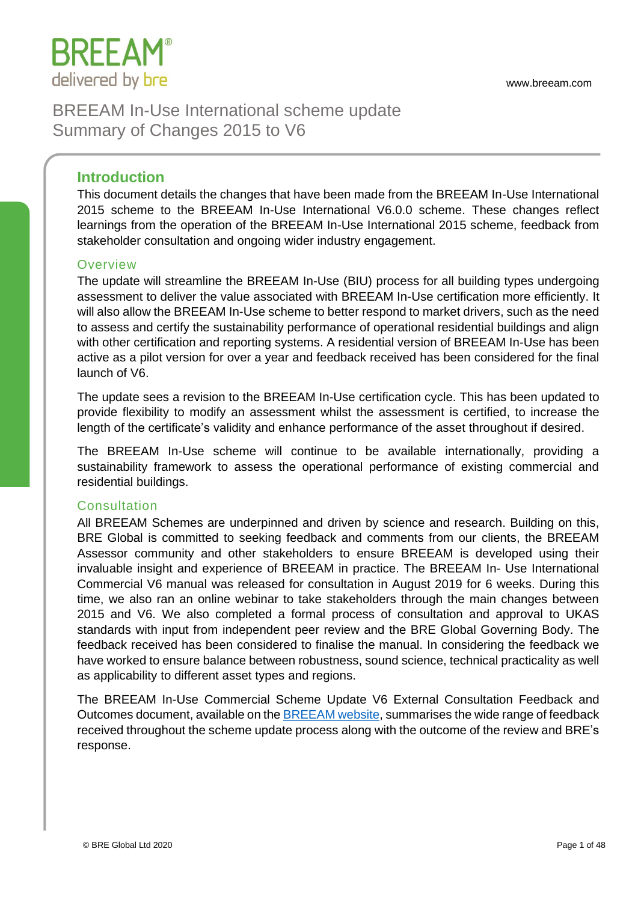# BREEAM In-Use International scheme update
# Summary of Changes 2015 to V6

## Introduction

This document details the changes that have been made from the BREEAM In-Use International 2015 scheme to the BREEAM In-Use International V6.0.0 scheme. These changes reflect learnings from the operation of the BREEAM In-Use International 2015 scheme, feedback from stakeholder consultation and ongoing wider industry engagement.

### Overview

The update will streamline the BREEAM In-Use (BIU) process for all building types undergoing assessment to deliver the value associated with BREEAM In-Use certification more efficiently. It will also allow the BREEAM In-Use scheme to better respond to market drivers, such as the need to assess and certify the sustainability performance of operational residential buildings and align with other certification and reporting systems. A residential version of BREEAM In-Use has been active as a pilot version for over a year and feedback received has been considered for the final launch of V6.

The update sees a revision to the BREEAM In-Use certification cycle. This has been updated to provide flexibility to modify an assessment whilst the assessment is certified, to increase the length of the certificate's validity and enhance performance of the asset throughout if desired.

The BREEAM In-Use scheme will continue to be available internationally, providing a sustainability framework to assess the operational performance of existing commercial and residential buildings.

### Consultation

All BREEAM Schemes are underpinned and driven by science and research. Building on this, BRE Global is committed to seeking feedback and comments from our clients, the BREEAM Assessor community and other stakeholders to ensure BREEAM is developed using their invaluable insight and experience of BREEAM in practice. The BREEAM In- Use International Commercial V6 manual was released for consultation in August 2019 for 6 weeks. During this time, we also ran an online webinar to take stakeholders through the main changes between 2015 and V6. We also completed a formal process of consultation and approval to UKAS standards with input from independent peer review and the BRE Global Governing Body. The feedback received has been considered to finalise the manual. In considering the feedback we have worked to ensure balance between robustness, sound science, technical practicality as well as applicability to different asset types and regions.

The BREEAM In-Use Commercial Scheme Update V6 External Consultation Feedback and Outcomes document, available on the BREEAM website, summarises the wide range of feedback received throughout the scheme update process along with the outcome of the review and BRE's response.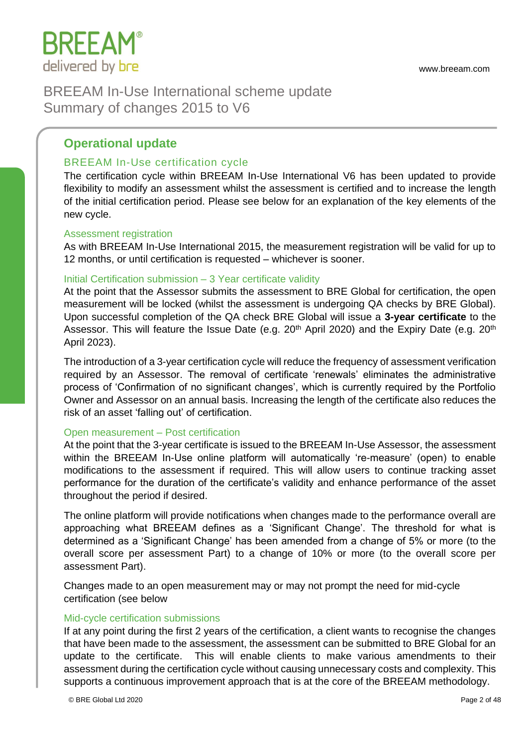## Operational update

### BREEAM In-Use certification cycle

The certification cycle within BREEAM In-Use International V6 has been updated to provide flexibility to modify an assessment whilst the assessment is certified and to increase the length of the initial certification period. Please see below for an explanation of the key elements of the new cycle.

#### Assessment registration

As with BREEAM In-Use International 2015, the measurement registration will be valid for up to 12 months, or until certification is requested – whichever is sooner.

#### Initial Certification submission – 3 Year certificate validity

At the point that the Assessor submits the assessment to BRE Global for certification, the open measurement will be locked (whilst the assessment is undergoing QA checks by BRE Global). Upon successful completion of the QA check BRE Global will issue a **3-year certificate** to the Assessor. This will feature the Issue Date (e.g. 20th April 2020) and the Expiry Date (e.g. 20th April 2023).

The introduction of a 3-year certification cycle will reduce the frequency of assessment verification required by an Assessor. The removal of certificate 'renewals' eliminates the administrative process of 'Confirmation of no significant changes', which is currently required by the Portfolio Owner and Assessor on an annual basis. Increasing the length of the certificate also reduces the risk of an asset 'falling out' of certification.

#### Open measurement – Post certification

At the point that the 3-year certificate is issued to the BREEAM In-Use Assessor, the assessment within the BREEAM In-Use online platform will automatically 're-measure' (open) to enable modifications to the assessment if required. This will allow users to continue tracking asset performance for the duration of the certificate's validity and enhance performance of the asset throughout the period if desired.

The online platform will provide notifications when changes made to the performance overall are approaching what BREEAM defines as a 'Significant Change'. The threshold for what is determined as a 'Significant Change' has been amended from a change of 5% or more (to the overall score per assessment Part) to a change of 10% or more (to the overall score per assessment Part).

Changes made to an open measurement may or may not prompt the need for mid-cycle certification (see below

#### Mid-cycle certification submissions

If at any point during the first 2 years of the certification, a client wants to recognise the changes that have been made to the assessment, the assessment can be submitted to BRE Global for an update to the certificate. This will enable clients to make various amendments to their assessment during the certification cycle without causing unnecessary costs and complexity. This supports a continuous improvement approach that is at the core of the BREEAM methodology.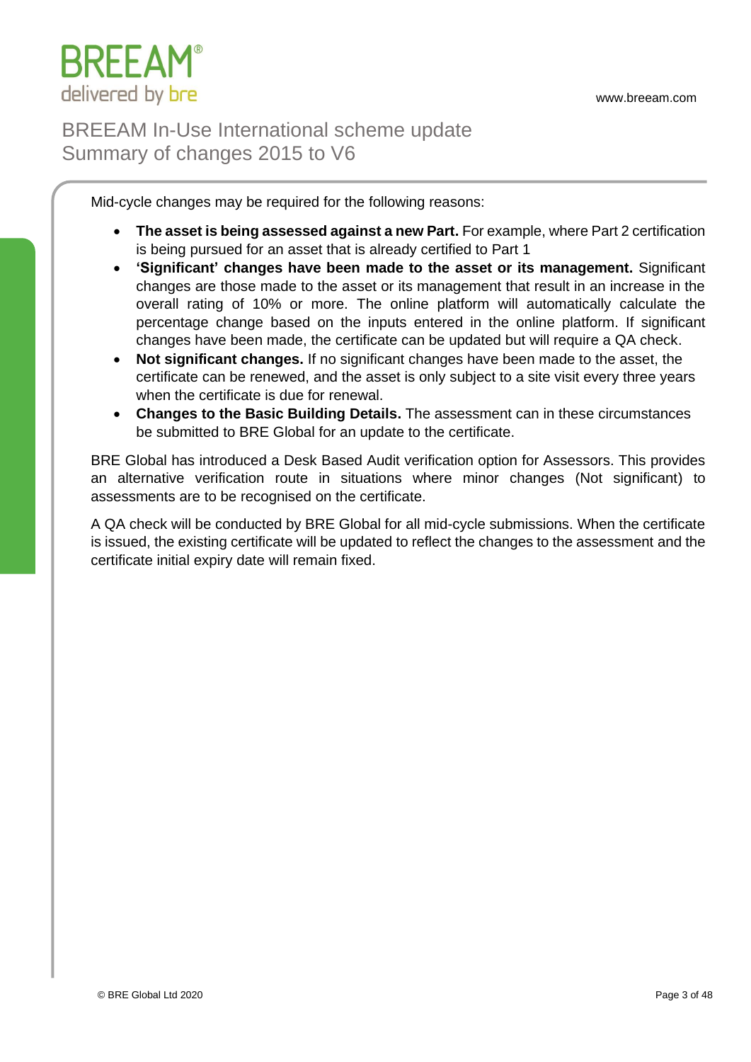Mid-cycle changes may be required for the following reasons:

- **The asset is being assessed against a new Part.** For example, where Part 2 certification is being pursued for an asset that is already certified to Part 1
- **'Significant' changes have been made to the asset or its management.** Significant changes are those made to the asset or its management that result in an increase in the overall rating of 10% or more. The online platform will automatically calculate the percentage change based on the inputs entered in the online platform. If significant changes have been made, the certificate can be updated but will require a QA check.
- **Not significant changes.** If no significant changes have been made to the asset, the certificate can be renewed, and the asset is only subject to a site visit every three years when the certificate is due for renewal.
- **Changes to the Basic Building Details.** The assessment can in these circumstances be submitted to BRE Global for an update to the certificate.

BRE Global has introduced a Desk Based Audit verification option for Assessors. This provides an alternative verification route in situations where minor changes (Not significant) to assessments are to be recognised on the certificate.

A QA check will be conducted by BRE Global for all mid-cycle submissions. When the certificate is issued, the existing certificate will be updated to reflect the changes to the assessment and the certificate initial expiry date will remain fixed.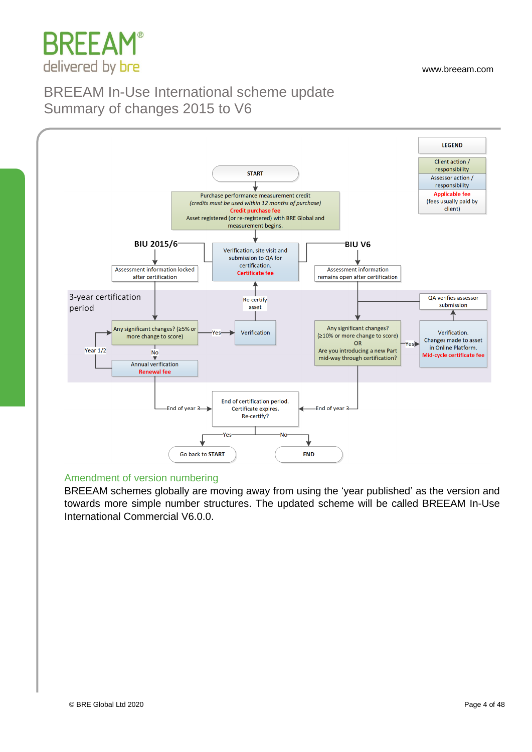# BREEAM In-Use International scheme update
## Summary of changes 2015 to V6

LEGEND

Client action / responsibility

Assessor action / responsibility

Applicable fee (fees usually paid by client)

START

Purchase performance measurement credit
*(credits must be used within 12 months of purchase)*
**Credit purchase fee**
Asset registered (or re-registered) with BRE Global and measurement begins.

BIU 2015/6

Assessment information locked after certification

Verification, site visit and submission to QA for certification.
**Certificate fee**

BIU V6

Assessment information remains open after certification

3-year certification period

Re-certify asset

Any significant changes? (≥5% or more change to score)

Yes

Verification

No

Year 1/2

Annual verification
**Renewal fee**

QA verifies assessor submission

Any significant changes? (≥10% or more change to score) OR Are you introducing a new Part mid-way through certification?

Yes

Verification. Changes made to asset in Online Platform.
**Mid-cycle certificate fee**

End of year 3

End of certification period. Certificate expires. Re-certify?

End of year 3

Yes

No

Go back to START

END

### Amendment of version numbering

BREEAM schemes globally are moving away from using the ‘year published’ as the version and towards more simple number structures. The updated scheme will be called BREEAM In-Use International Commercial V6.0.0.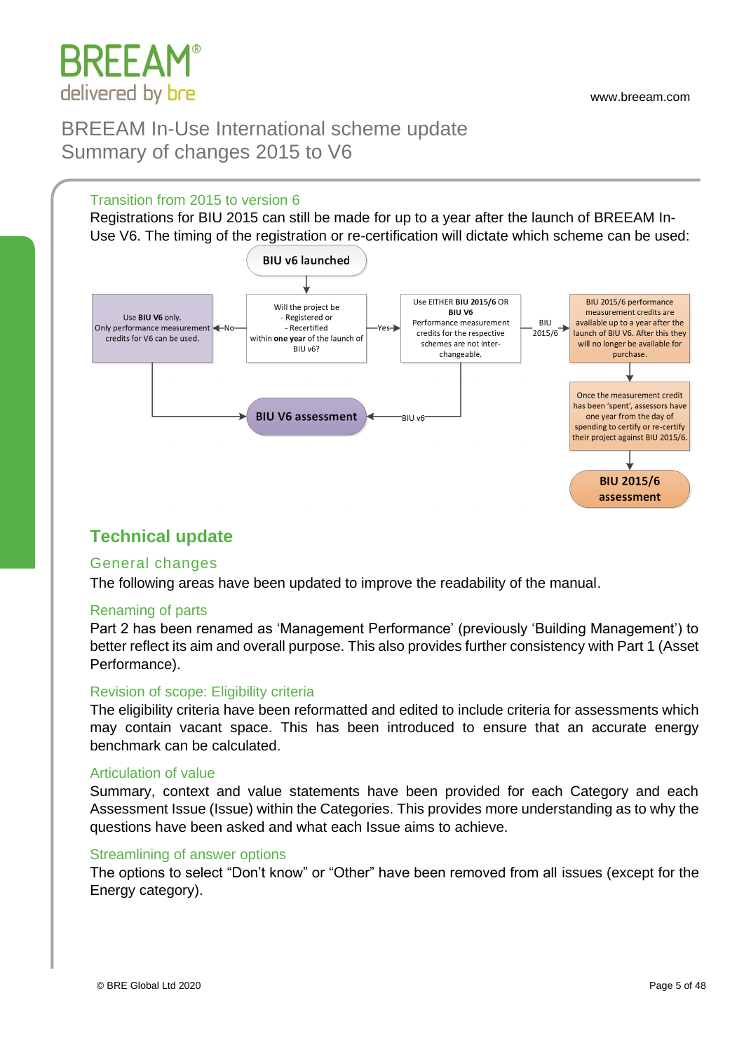## Transition from 2015 to version 6

Registrations for BIU 2015 can still be made for up to a year after the launch of BREEAM In-Use V6. The timing of the registration or re-certification will dictate which scheme can be used:

BIU v6 launched

Will the project be
- Registered or
- Recertified
within **one year** of the launch of BIU v6?

No

Use **BIU V6** only.
Only performance measurement credits for V6 can be used.

Yes

Use EITHER **BIU 2015/6** OR **BIU V6**
Performance measurement credits for the respective schemes are not inter-changeable.

BIU 2015/6

BIU 2015/6 performance measurement credits are available up to a year after the launch of BIU V6. After this they will no longer be available for purchase.

Once the measurement credit has been 'spent', assessors have one year from the day of spending to certify or re-certify their project against BIU 2015/6.

**BIU 2015/6 assessment**

BIU v6

**BIU V6 assessment**

# Technical update

## General changes

The following areas have been updated to improve the readability of the manual.

## Renaming of parts

Part 2 has been renamed as 'Management Performance' (previously 'Building Management') to better reflect its aim and overall purpose. This also provides further consistency with Part 1 (Asset Performance).

## Revision of scope: Eligibility criteria

The eligibility criteria have been reformatted and edited to include criteria for assessments which may contain vacant space. This has been introduced to ensure that an accurate energy benchmark can be calculated.

## Articulation of value

Summary, context and value statements have been provided for each Category and each Assessment Issue (Issue) within the Categories. This provides more understanding as to why the questions have been asked and what each Issue aims to achieve.

## Streamlining of answer options

The options to select "Don't know" or "Other" have been removed from all issues (except for the Energy category).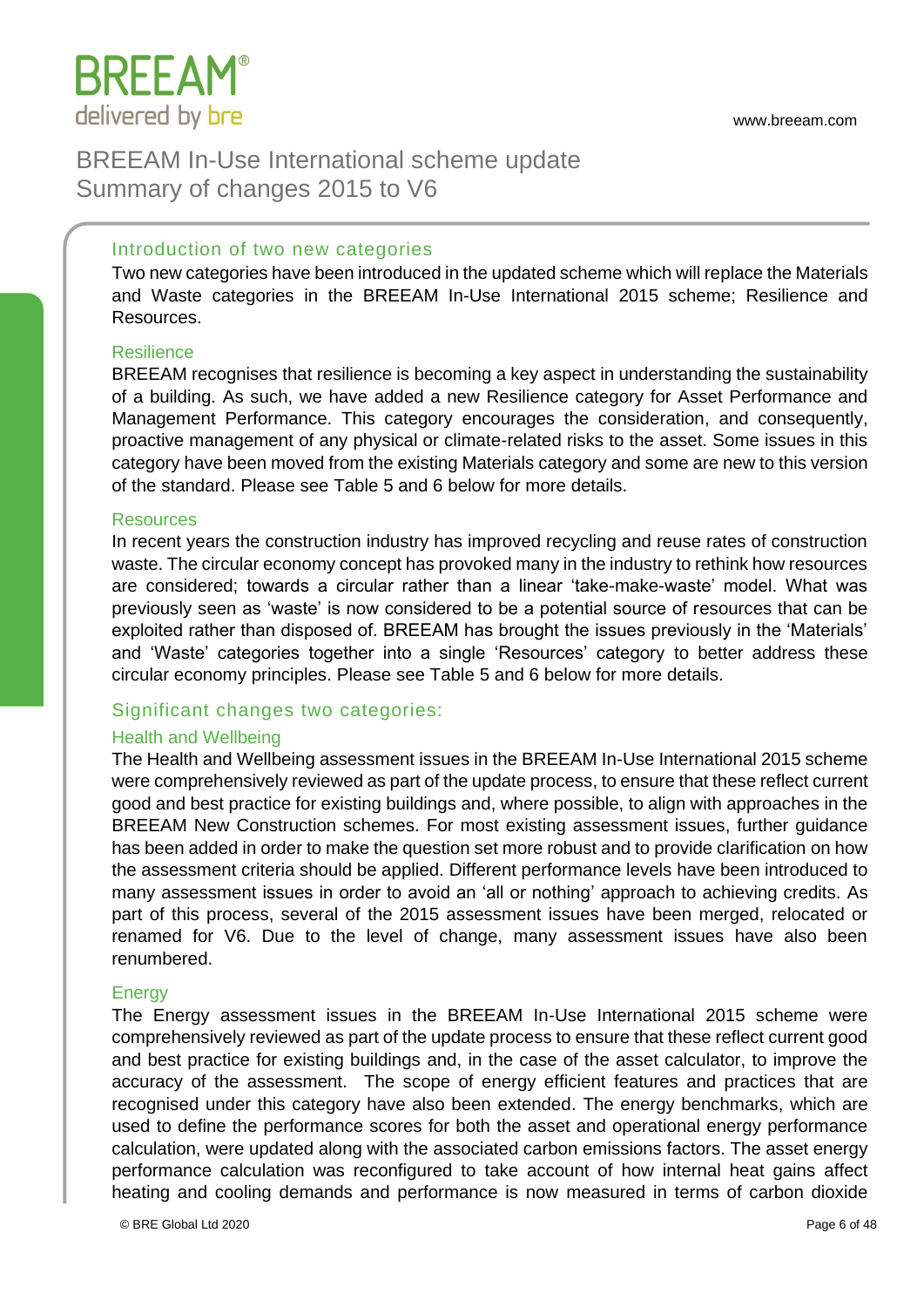## Introduction of two new categories

Two new categories have been introduced in the updated scheme which will replace the Materials and Waste categories in the BREEAM In-Use International 2015 scheme; Resilience and Resources.

### Resilience

BREEAM recognises that resilience is becoming a key aspect in understanding the sustainability of a building. As such, we have added a new Resilience category for Asset Performance and Management Performance. This category encourages the consideration, and consequently, proactive management of any physical or climate-related risks to the asset. Some issues in this category have been moved from the existing Materials category and some are new to this version of the standard. Please see Table 5 and 6 below for more details.

### Resources

In recent years the construction industry has improved recycling and reuse rates of construction waste. The circular economy concept has provoked many in the industry to rethink how resources are considered; towards a circular rather than a linear 'take-make-waste' model. What was previously seen as 'waste' is now considered to be a potential source of resources that can be exploited rather than disposed of. BREEAM has brought the issues previously in the 'Materials' and 'Waste' categories together into a single 'Resources' category to better address these circular economy principles. Please see Table 5 and 6 below for more details.

## Significant changes two categories:

### Health and Wellbeing

The Health and Wellbeing assessment issues in the BREEAM In-Use International 2015 scheme were comprehensively reviewed as part of the update process, to ensure that these reflect current good and best practice for existing buildings and, where possible, to align with approaches in the BREEAM New Construction schemes. For most existing assessment issues, further guidance has been added in order to make the question set more robust and to provide clarification on how the assessment criteria should be applied. Different performance levels have been introduced to many assessment issues in order to avoid an 'all or nothing' approach to achieving credits. As part of this process, several of the 2015 assessment issues have been merged, relocated or renamed for V6. Due to the level of change, many assessment issues have also been renumbered.

### Energy

The Energy assessment issues in the BREEAM In-Use International 2015 scheme were comprehensively reviewed as part of the update process to ensure that these reflect current good and best practice for existing buildings and, in the case of the asset calculator, to improve the accuracy of the assessment. The scope of energy efficient features and practices that are recognised under this category have also been extended. The energy benchmarks, which are used to define the performance scores for both the asset and operational energy performance calculation, were updated along with the associated carbon emissions factors. The asset energy performance calculation was reconfigured to take account of how internal heat gains affect heating and cooling demands and performance is now measured in terms of carbon dioxide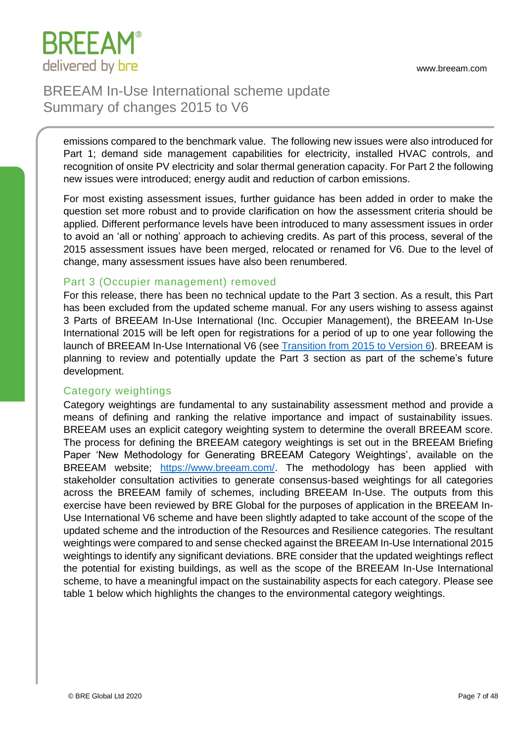emissions compared to the benchmark value. The following new issues were also introduced for Part 1; demand side management capabilities for electricity, installed HVAC controls, and recognition of onsite PV electricity and solar thermal generation capacity. For Part 2 the following new issues were introduced; energy audit and reduction of carbon emissions.

For most existing assessment issues, further guidance has been added in order to make the question set more robust and to provide clarification on how the assessment criteria should be applied. Different performance levels have been introduced to many assessment issues in order to avoid an 'all or nothing' approach to achieving credits. As part of this process, several of the 2015 assessment issues have been merged, relocated or renamed for V6. Due to the level of change, many assessment issues have also been renumbered.

### Part 3 (Occupier management) removed

For this release, there has been no technical update to the Part 3 section. As a result, this Part has been excluded from the updated scheme manual. For any users wishing to assess against 3 Parts of BREEAM In-Use International (Inc. Occupier Management), the BREEAM In-Use International 2015 will be left open for registrations for a period of up to one year following the launch of BREEAM In-Use International V6 (see [Transition from 2015 to Version 6]). BREEAM is planning to review and potentially update the Part 3 section as part of the scheme's future development.

### Category weightings

Category weightings are fundamental to any sustainability assessment method and provide a means of defining and ranking the relative importance and impact of sustainability issues. BREEAM uses an explicit category weighting system to determine the overall BREEAM score. The process for defining the BREEAM category weightings is set out in the BREEAM Briefing Paper 'New Methodology for Generating BREEAM Category Weightings', available on the BREEAM website; [https://www.breeam.com/](https://www.breeam.com/). The methodology has been applied with stakeholder consultation activities to generate consensus-based weightings for all categories across the BREEAM family of schemes, including BREEAM In-Use. The outputs from this exercise have been reviewed by BRE Global for the purposes of application in the BREEAM In-Use International V6 scheme and have been slightly adapted to take account of the scope of the updated scheme and the introduction of the Resources and Resilience categories. The resultant weightings were compared to and sense checked against the BREEAM In-Use International 2015 weightings to identify any significant deviations. BRE consider that the updated weightings reflect the potential for existing buildings, as well as the scope of the BREEAM In-Use International scheme, to have a meaningful impact on the sustainability aspects for each category. Please see table 1 below which highlights the changes to the environmental category weightings.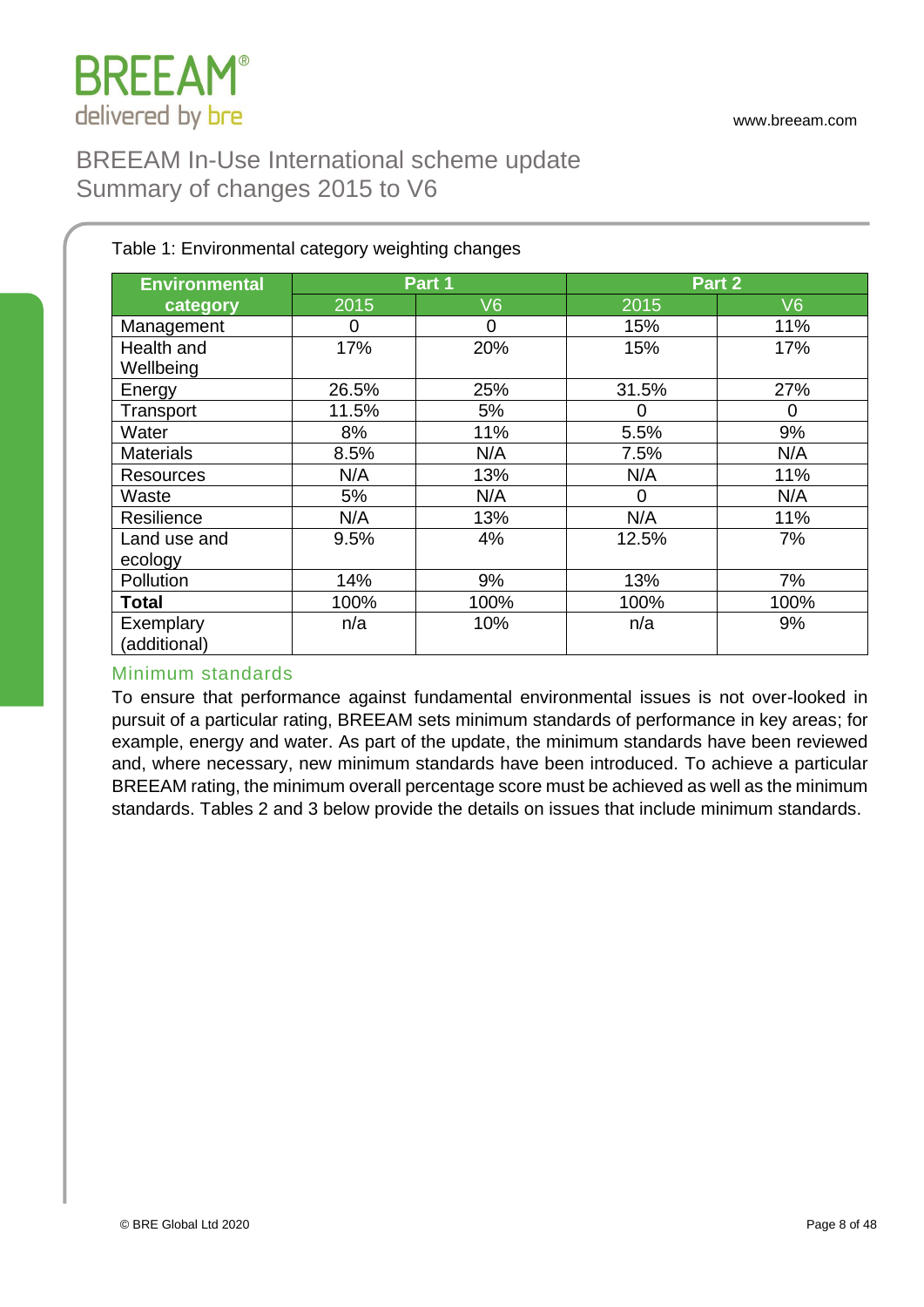Table 1: Environmental category weighting changes

| Environmental category | Part 1 | | Part 2 | |
|---|---|---|---|---|
| | 2015 | V6 | 2015 | V6 |
| Management | 0 | 0 | 15% | 11% |
| Health and Wellbeing | 17% | 20% | 15% | 17% |
| Energy | 26.5% | 25% | 31.5% | 27% |
| Transport | 11.5% | 5% | 0 | 0 |
| Water | 8% | 11% | 5.5% | 9% |
| Materials | 8.5% | N/A | 7.5% | N/A |
| Resources | N/A | 13% | N/A | 11% |
| Waste | 5% | N/A | 0 | N/A |
| Resilience | N/A | 13% | N/A | 11% |
| Land use and ecology | 9.5% | 4% | 12.5% | 7% |
| Pollution | 14% | 9% | 13% | 7% |
| **Total** | 100% | 100% | 100% | 100% |
| Exemplary (additional) | n/a | 10% | n/a | 9% |

## Minimum standards

To ensure that performance against fundamental environmental issues is not over-looked in pursuit of a particular rating, BREEAM sets minimum standards of performance in key areas; for example, energy and water. As part of the update, the minimum standards have been reviewed and, where necessary, new minimum standards have been introduced. To achieve a particular BREEAM rating, the minimum overall percentage score must be achieved as well as the minimum standards. Tables 2 and 3 below provide the details on issues that include minimum standards.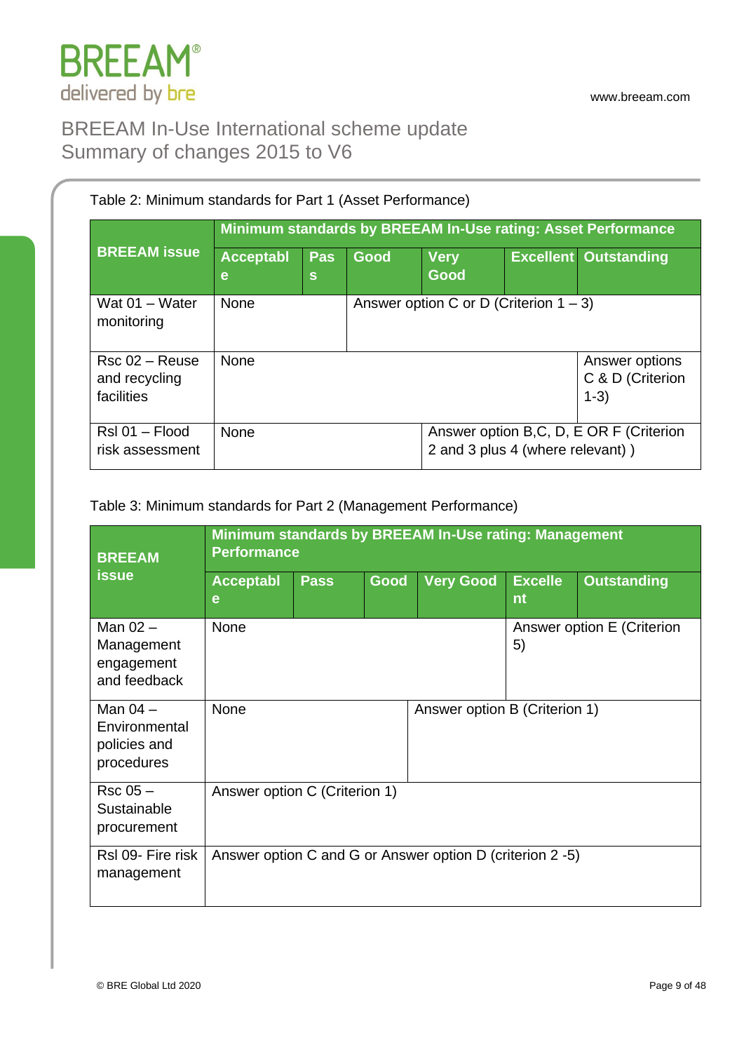Table 2: Minimum standards for Part 1 (Asset Performance)

| BREEAM issue | Minimum standards by BREEAM In-Use rating: Asset Performance | | | | | |
|---|---|---|---|---|---|---|
| | Acceptable | Pass | Good | Very Good | Excellent | Outstanding |
| Wat 01 – Water monitoring | None | | Answer option C or D (Criterion 1 – 3) | | | |
| Rsc 02 – Reuse and recycling facilities | None | | | | | Answer options C & D (Criterion 1-3) |
| Rsl 01 – Flood risk assessment | None | | | Answer option B,C, D, E OR F (Criterion 2 and 3 plus 4 (where relevant) ) | | |

Table 3: Minimum standards for Part 2 (Management Performance)

| BREEAM issue | Minimum standards by BREEAM In-Use rating: Management Performance | | | | | |
|---|---|---|---|---|---|---|
| | Acceptable | Pass | Good | Very Good | Excellent | Outstanding |
| Man 02 – Management engagement and feedback | None | | | | Answer option E (Criterion 5) | |
| Man 04 – Environmental policies and procedures | None | | | Answer option B (Criterion 1) | | |
| Rsc 05 – Sustainable procurement | Answer option C (Criterion 1) | | | | | |
| Rsl 09- Fire risk management | Answer option C and G or Answer option D (criterion 2 -5) | | | | | |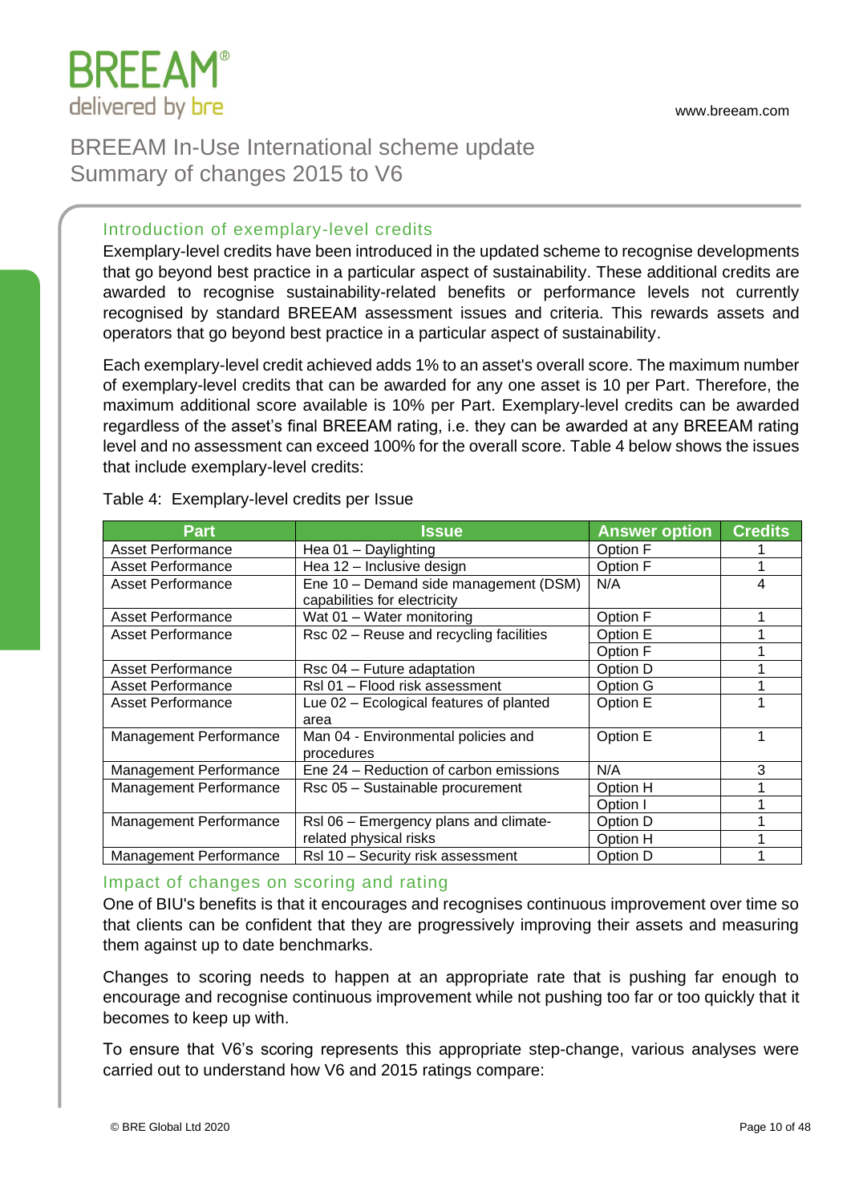## Introduction of exemplary-level credits

Exemplary-level credits have been introduced in the updated scheme to recognise developments that go beyond best practice in a particular aspect of sustainability. These additional credits are awarded to recognise sustainability-related benefits or performance levels not currently recognised by standard BREEAM assessment issues and criteria. This rewards assets and operators that go beyond best practice in a particular aspect of sustainability.

Each exemplary-level credit achieved adds 1% to an asset's overall score. The maximum number of exemplary-level credits that can be awarded for any one asset is 10 per Part. Therefore, the maximum additional score available is 10% per Part. Exemplary-level credits can be awarded regardless of the asset's final BREEAM rating, i.e. they can be awarded at any BREEAM rating level and no assessment can exceed 100% for the overall score. Table 4 below shows the issues that include exemplary-level credits:

Table 4: Exemplary-level credits per Issue

| Part | Issue | Answer option | Credits |
|---|---|---|---|
| Asset Performance | Hea 01 – Daylighting | Option F | 1 |
| Asset Performance | Hea 12 – Inclusive design | Option F | 1 |
| Asset Performance | Ene 10 – Demand side management (DSM) capabilities for electricity | N/A | 4 |
| Asset Performance | Wat 01 – Water monitoring | Option F | 1 |
| Asset Performance | Rsc 02 – Reuse and recycling facilities | Option E | 1 |
| | | Option F | 1 |
| Asset Performance | Rsc 04 – Future adaptation | Option D | 1 |
| Asset Performance | Rsl 01 – Flood risk assessment | Option G | 1 |
| Asset Performance | Lue 02 – Ecological features of planted area | Option E | 1 |
| Management Performance | Man 04 - Environmental policies and procedures | Option E | 1 |
| Management Performance | Ene 24 – Reduction of carbon emissions | N/A | 3 |
| Management Performance | Rsc 05 – Sustainable procurement | Option H | 1 |
| | | Option I | 1 |
| Management Performance | Rsl 06 – Emergency plans and climate-related physical risks | Option D | 1 |
| | | Option H | 1 |
| Management Performance | Rsl 10 – Security risk assessment | Option D | 1 |

## Impact of changes on scoring and rating

One of BIU's benefits is that it encourages and recognises continuous improvement over time so that clients can be confident that they are progressively improving their assets and measuring them against up to date benchmarks.

Changes to scoring needs to happen at an appropriate rate that is pushing far enough to encourage and recognise continuous improvement while not pushing too far or too quickly that it becomes to keep up with.

To ensure that V6's scoring represents this appropriate step-change, various analyses were carried out to understand how V6 and 2015 ratings compare: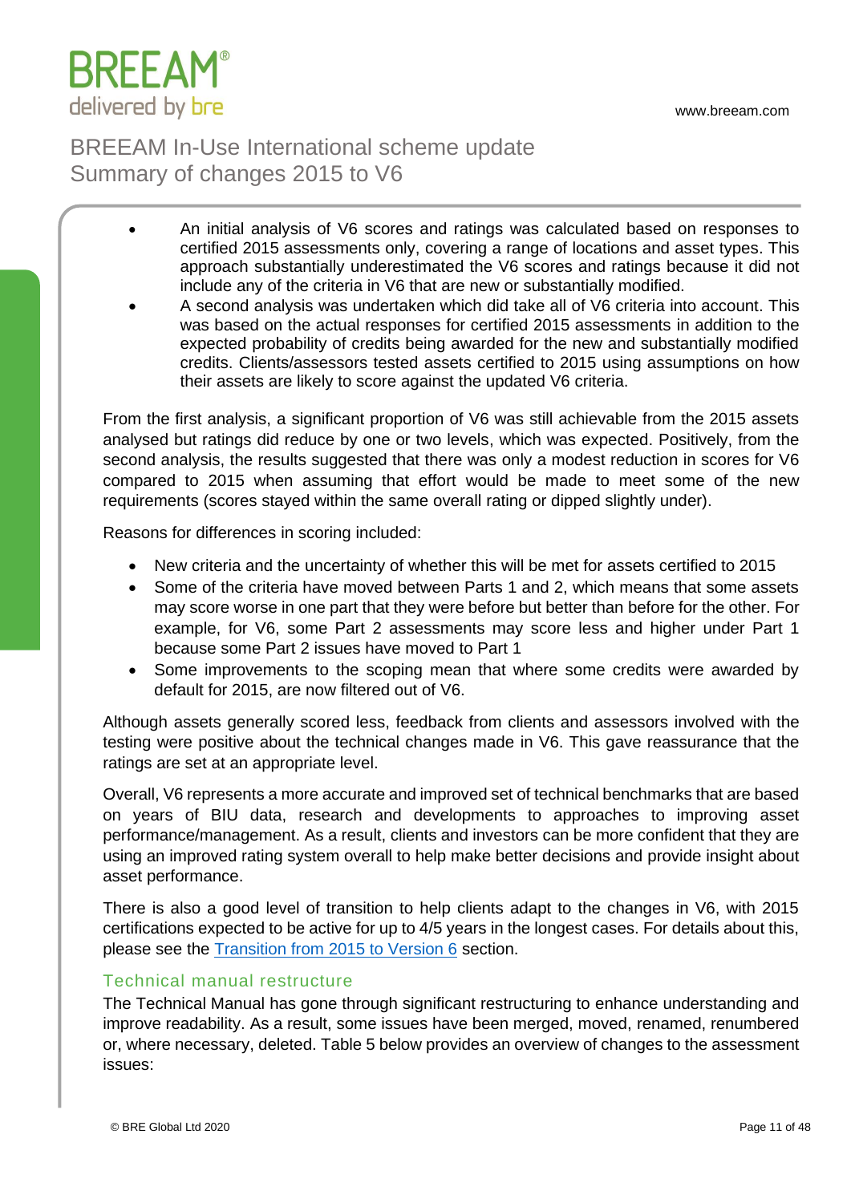- An initial analysis of V6 scores and ratings was calculated based on responses to certified 2015 assessments only, covering a range of locations and asset types. This approach substantially underestimated the V6 scores and ratings because it did not include any of the criteria in V6 that are new or substantially modified.
- A second analysis was undertaken which did take all of V6 criteria into account. This was based on the actual responses for certified 2015 assessments in addition to the expected probability of credits being awarded for the new and substantially modified credits. Clients/assessors tested assets certified to 2015 using assumptions on how their assets are likely to score against the updated V6 criteria.

From the first analysis, a significant proportion of V6 was still achievable from the 2015 assets analysed but ratings did reduce by one or two levels, which was expected. Positively, from the second analysis, the results suggested that there was only a modest reduction in scores for V6 compared to 2015 when assuming that effort would be made to meet some of the new requirements (scores stayed within the same overall rating or dipped slightly under).

Reasons for differences in scoring included:

- New criteria and the uncertainty of whether this will be met for assets certified to 2015
- Some of the criteria have moved between Parts 1 and 2, which means that some assets may score worse in one part that they were before but better than before for the other. For example, for V6, some Part 2 assessments may score less and higher under Part 1 because some Part 2 issues have moved to Part 1
- Some improvements to the scoping mean that where some credits were awarded by default for 2015, are now filtered out of V6.

Although assets generally scored less, feedback from clients and assessors involved with the testing were positive about the technical changes made in V6. This gave reassurance that the ratings are set at an appropriate level.

Overall, V6 represents a more accurate and improved set of technical benchmarks that are based on years of BIU data, research and developments to approaches to improving asset performance/management. As a result, clients and investors can be more confident that they are using an improved rating system overall to help make better decisions and provide insight about asset performance.

There is also a good level of transition to help clients adapt to the changes in V6, with 2015 certifications expected to be active for up to 4/5 years in the longest cases. For details about this, please see the Transition from 2015 to Version 6 section.

### Technical manual restructure

The Technical Manual has gone through significant restructuring to enhance understanding and improve readability. As a result, some issues have been merged, moved, renamed, renumbered or, where necessary, deleted. Table 5 below provides an overview of changes to the assessment issues: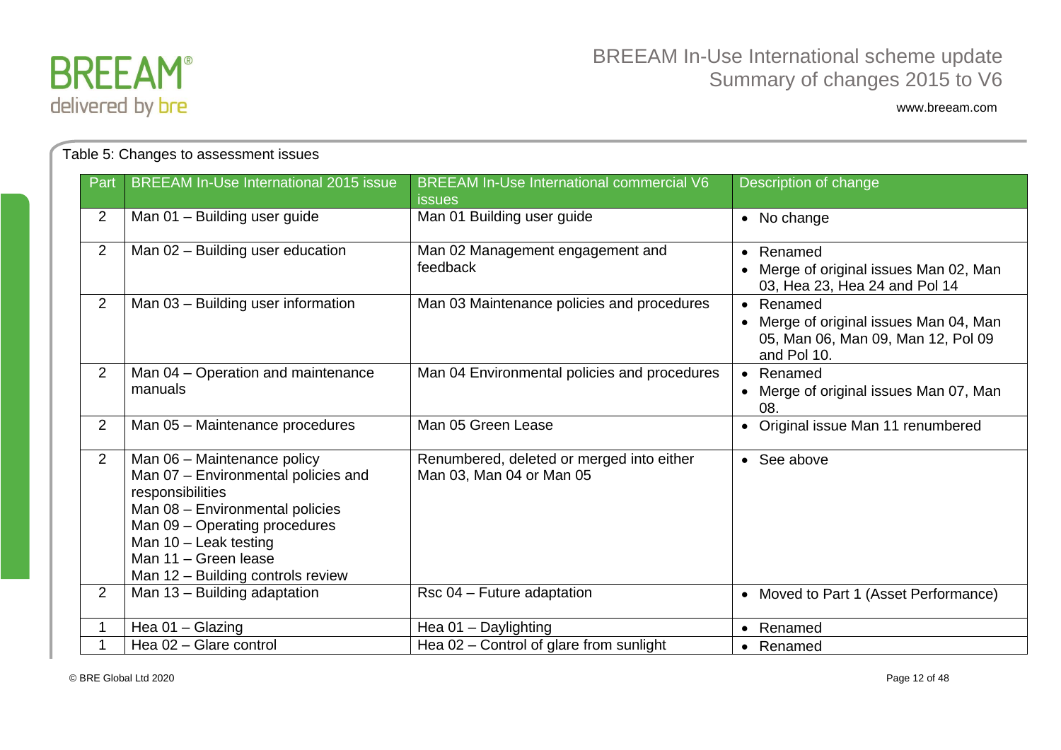Table 5: Changes to assessment issues

| Part | BREEAM In-Use International 2015 issue | BREEAM In-Use International commercial V6 issues | Description of change |
| --- | --- | --- | --- |
| 2 | Man 01 – Building user guide | Man 01 Building user guide | • No change |
| 2 | Man 02 – Building user education | Man 02 Management engagement and feedback | • Renamed<br>• Merge of original issues Man 02, Man 03, Hea 23, Hea 24 and Pol 14 |
| 2 | Man 03 – Building user information | Man 03 Maintenance policies and procedures | • Renamed<br>• Merge of original issues Man 04, Man 05, Man 06, Man 09, Man 12, Pol 09 and Pol 10. |
| 2 | Man 04 – Operation and maintenance manuals | Man 04 Environmental policies and procedures | • Renamed<br>• Merge of original issues Man 07, Man 08. |
| 2 | Man 05 – Maintenance procedures | Man 05 Green Lease | • Original issue Man 11 renumbered |
| 2 | Man 06 – Maintenance policy<br>Man 07 – Environmental policies and responsibilities<br>Man 08 – Environmental policies<br>Man 09 – Operating procedures<br>Man 10 – Leak testing<br>Man 11 – Green lease<br>Man 12 – Building controls review | Renumbered, deleted or merged into either Man 03, Man 04 or Man 05 | • See above |
| 2 | Man 13 – Building adaptation | Rsc 04 – Future adaptation | • Moved to Part 1 (Asset Performance) |
| 1 | Hea 01 – Glazing | Hea 01 – Daylighting | • Renamed |
| 1 | Hea 02 – Glare control | Hea 02 – Control of glare from sunlight | • Renamed |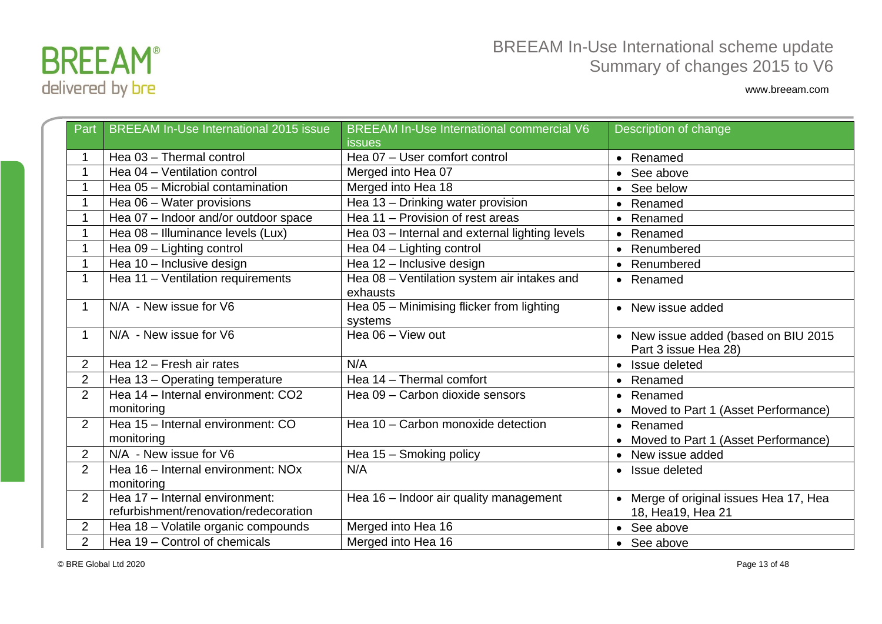| Part | BREEAM In-Use International 2015 issue | BREEAM In-Use International commercial V6 issues | Description of change |
|---|---|---|---|
| 1 | Hea 03 – Thermal control | Hea 07 – User comfort control | • Renamed |
| 1 | Hea 04 – Ventilation control | Merged into Hea 07 | • See above |
| 1 | Hea 05 – Microbial contamination | Merged into Hea 18 | • See below |
| 1 | Hea 06 – Water provisions | Hea 13 – Drinking water provision | • Renamed |
| 1 | Hea 07 – Indoor and/or outdoor space | Hea 11 – Provision of rest areas | • Renamed |
| 1 | Hea 08 – Illuminance levels (Lux) | Hea 03 – Internal and external lighting levels | • Renamed |
| 1 | Hea 09 – Lighting control | Hea 04 – Lighting control | • Renumbered |
| 1 | Hea 10 – Inclusive design | Hea 12 – Inclusive design | • Renumbered |
| 1 | Hea 11 – Ventilation requirements | Hea 08 – Ventilation system air intakes and exhausts | • Renamed |
| 1 | N/A - New issue for V6 | Hea 05 – Minimising flicker from lighting systems | • New issue added |
| 1 | N/A - New issue for V6 | Hea 06 – View out | • New issue added (based on BIU 2015 Part 3 issue Hea 28) |
| 2 | Hea 12 – Fresh air rates | N/A | • Issue deleted |
| 2 | Hea 13 – Operating temperature | Hea 14 – Thermal comfort | • Renamed |
| 2 | Hea 14 – Internal environment: CO2 monitoring | Hea 09 – Carbon dioxide sensors | • Renamed<br>• Moved to Part 1 (Asset Performance) |
| 2 | Hea 15 – Internal environment: CO monitoring | Hea 10 – Carbon monoxide detection | • Renamed<br>• Moved to Part 1 (Asset Performance) |
| 2 | N/A - New issue for V6 | Hea 15 – Smoking policy | • New issue added |
| 2 | Hea 16 – Internal environment: NOx monitoring | N/A | • Issue deleted |
| 2 | Hea 17 – Internal environment: refurbishment/renovation/redecoration | Hea 16 – Indoor air quality management | • Merge of original issues Hea 17, Hea 18, Hea19, Hea 21 |
| 2 | Hea 18 – Volatile organic compounds | Merged into Hea 16 | • See above |
| 2 | Hea 19 – Control of chemicals | Merged into Hea 16 | • See above |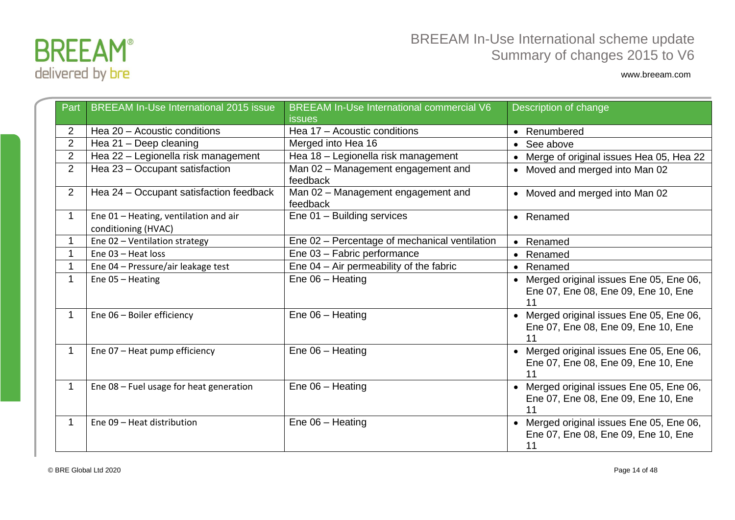| Part | BREEAM In-Use International 2015 issue | BREEAM In-Use International commercial V6 issues | Description of change |
|---|---|---|---|
| 2 | Hea 20 – Acoustic conditions | Hea 17 – Acoustic conditions | • Renumbered |
| 2 | Hea 21 – Deep cleaning | Merged into Hea 16 | • See above |
| 2 | Hea 22 – Legionella risk management | Hea 18 – Legionella risk management | • Merge of original issues Hea 05, Hea 22 |
| 2 | Hea 23 – Occupant satisfaction | Man 02 – Management engagement and feedback | • Moved and merged into Man 02 |
| 2 | Hea 24 – Occupant satisfaction feedback | Man 02 – Management engagement and feedback | • Moved and merged into Man 02 |
| 1 | Ene 01 – Heating, ventilation and air conditioning (HVAC) | Ene 01 – Building services | • Renamed |
| 1 | Ene 02 – Ventilation strategy | Ene 02 – Percentage of mechanical ventilation | • Renamed |
| 1 | Ene 03 – Heat loss | Ene 03 – Fabric performance | • Renamed |
| 1 | Ene 04 – Pressure/air leakage test | Ene 04 – Air permeability of the fabric | • Renamed |
| 1 | Ene 05 – Heating | Ene 06 – Heating | • Merged original issues Ene 05, Ene 06, Ene 07, Ene 08, Ene 09, Ene 10, Ene 11 |
| 1 | Ene 06 – Boiler efficiency | Ene 06 – Heating | • Merged original issues Ene 05, Ene 06, Ene 07, Ene 08, Ene 09, Ene 10, Ene 11 |
| 1 | Ene 07 – Heat pump efficiency | Ene 06 – Heating | • Merged original issues Ene 05, Ene 06, Ene 07, Ene 08, Ene 09, Ene 10, Ene 11 |
| 1 | Ene 08 – Fuel usage for heat generation | Ene 06 – Heating | • Merged original issues Ene 05, Ene 06, Ene 07, Ene 08, Ene 09, Ene 10, Ene 11 |
| 1 | Ene 09 – Heat distribution | Ene 06 – Heating | • Merged original issues Ene 05, Ene 06, Ene 07, Ene 08, Ene 09, Ene 10, Ene 11 |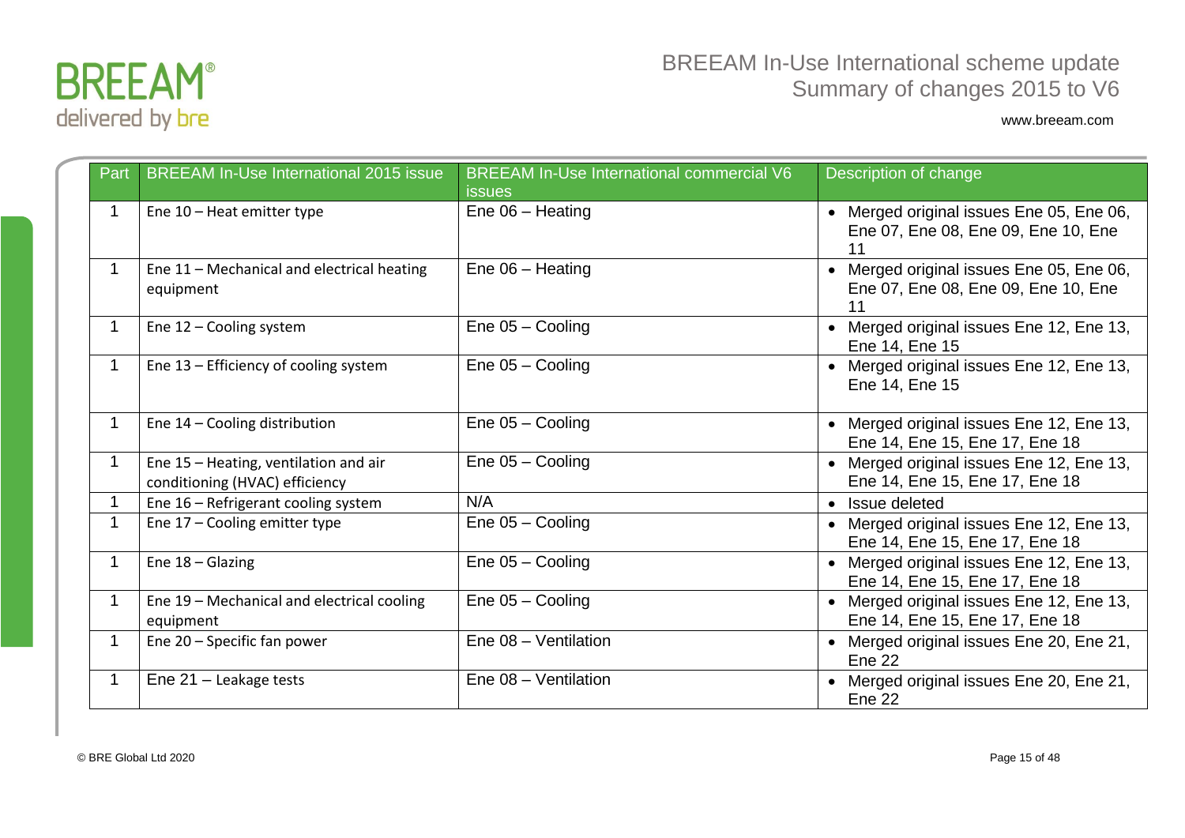| Part | BREEAM In-Use International 2015 issue | BREEAM In-Use International commercial V6 issues | Description of change |
|---|---|---|---|
| 1 | Ene 10 – Heat emitter type | Ene 06 – Heating | • Merged original issues Ene 05, Ene 06, Ene 07, Ene 08, Ene 09, Ene 10, Ene 11 |
| 1 | Ene 11 – Mechanical and electrical heating equipment | Ene 06 – Heating | • Merged original issues Ene 05, Ene 06, Ene 07, Ene 08, Ene 09, Ene 10, Ene 11 |
| 1 | Ene 12 – Cooling system | Ene 05 – Cooling | • Merged original issues Ene 12, Ene 13, Ene 14, Ene 15 |
| 1 | Ene 13 – Efficiency of cooling system | Ene 05 – Cooling | • Merged original issues Ene 12, Ene 13, Ene 14, Ene 15 |
| 1 | Ene 14 – Cooling distribution | Ene 05 – Cooling | • Merged original issues Ene 12, Ene 13, Ene 14, Ene 15, Ene 17, Ene 18 |
| 1 | Ene 15 – Heating, ventilation and air conditioning (HVAC) efficiency | Ene 05 – Cooling | • Merged original issues Ene 12, Ene 13, Ene 14, Ene 15, Ene 17, Ene 18 |
| 1 | Ene 16 – Refrigerant cooling system | N/A | • Issue deleted |
| 1 | Ene 17 – Cooling emitter type | Ene 05 – Cooling | • Merged original issues Ene 12, Ene 13, Ene 14, Ene 15, Ene 17, Ene 18 |
| 1 | Ene 18 – Glazing | Ene 05 – Cooling | • Merged original issues Ene 12, Ene 13, Ene 14, Ene 15, Ene 17, Ene 18 |
| 1 | Ene 19 – Mechanical and electrical cooling equipment | Ene 05 – Cooling | • Merged original issues Ene 12, Ene 13, Ene 14, Ene 15, Ene 17, Ene 18 |
| 1 | Ene 20 – Specific fan power | Ene 08 – Ventilation | • Merged original issues Ene 20, Ene 21, Ene 22 |
| 1 | Ene 21 – Leakage tests | Ene 08 – Ventilation | • Merged original issues Ene 20, Ene 21, Ene 22 |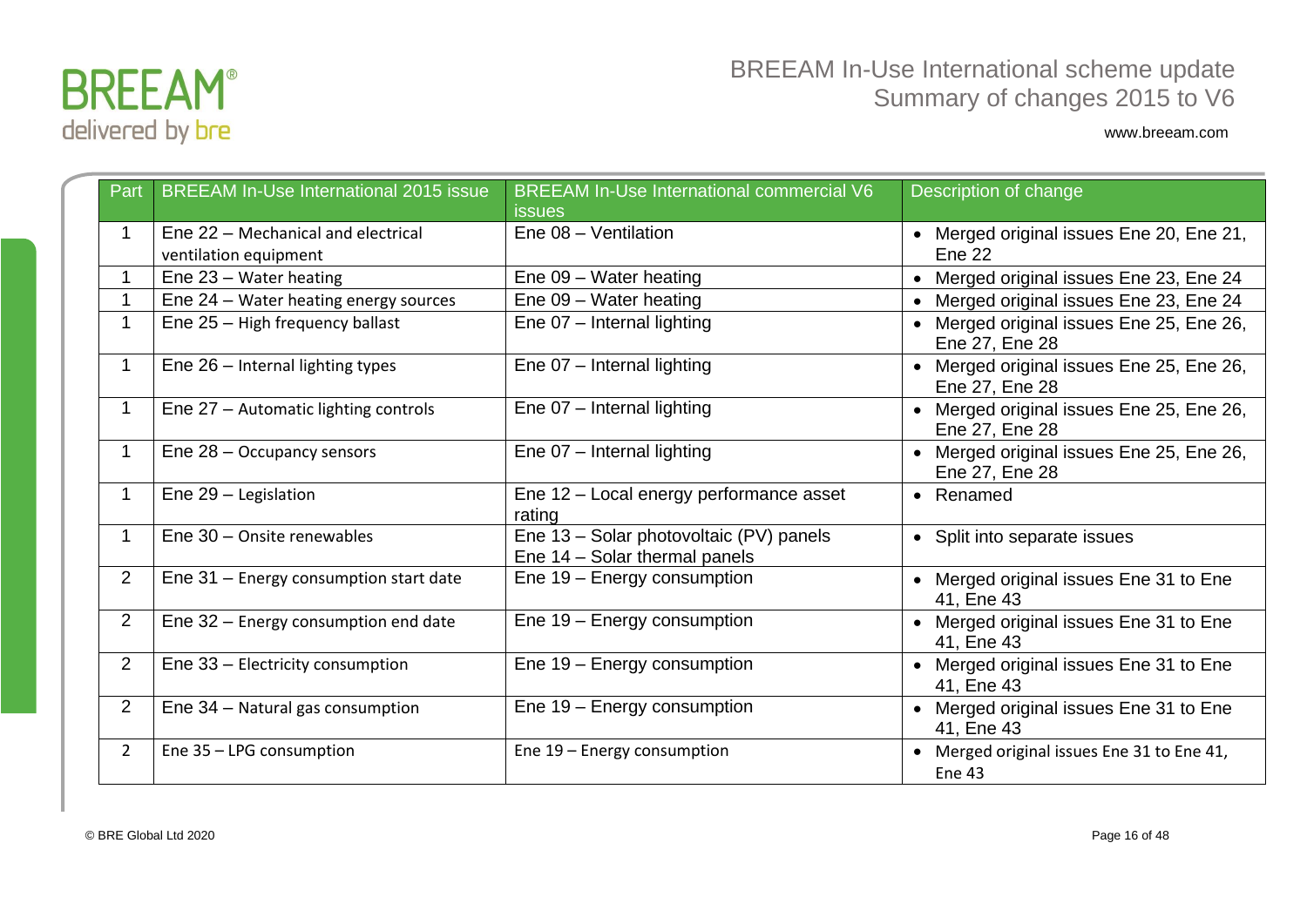| Part | BREEAM In-Use International 2015 issue | BREEAM In-Use International commercial V6 issues | Description of change |
|---|---|---|---|
| 1 | Ene 22 – Mechanical and electrical ventilation equipment | Ene 08 – Ventilation | • Merged original issues Ene 20, Ene 21, Ene 22 |
| 1 | Ene 23 – Water heating | Ene 09 – Water heating | • Merged original issues Ene 23, Ene 24 |
| 1 | Ene 24 – Water heating energy sources | Ene 09 – Water heating | • Merged original issues Ene 23, Ene 24 |
| 1 | Ene 25 – High frequency ballast | Ene 07 – Internal lighting | • Merged original issues Ene 25, Ene 26, Ene 27, Ene 28 |
| 1 | Ene 26 – Internal lighting types | Ene 07 – Internal lighting | • Merged original issues Ene 25, Ene 26, Ene 27, Ene 28 |
| 1 | Ene 27 – Automatic lighting controls | Ene 07 – Internal lighting | • Merged original issues Ene 25, Ene 26, Ene 27, Ene 28 |
| 1 | Ene 28 – Occupancy sensors | Ene 07 – Internal lighting | • Merged original issues Ene 25, Ene 26, Ene 27, Ene 28 |
| 1 | Ene 29 – Legislation | Ene 12 – Local energy performance asset rating | • Renamed |
| 1 | Ene 30 – Onsite renewables | Ene 13 – Solar photovoltaic (PV) panels<br>Ene 14 – Solar thermal panels | • Split into separate issues |
| 2 | Ene 31 – Energy consumption start date | Ene 19 – Energy consumption | • Merged original issues Ene 31 to Ene 41, Ene 43 |
| 2 | Ene 32 – Energy consumption end date | Ene 19 – Energy consumption | • Merged original issues Ene 31 to Ene 41, Ene 43 |
| 2 | Ene 33 – Electricity consumption | Ene 19 – Energy consumption | • Merged original issues Ene 31 to Ene 41, Ene 43 |
| 2 | Ene 34 – Natural gas consumption | Ene 19 – Energy consumption | • Merged original issues Ene 31 to Ene 41, Ene 43 |
| 2 | Ene 35 – LPG consumption | Ene 19 – Energy consumption | • Merged original issues Ene 31 to Ene 41, Ene 43 |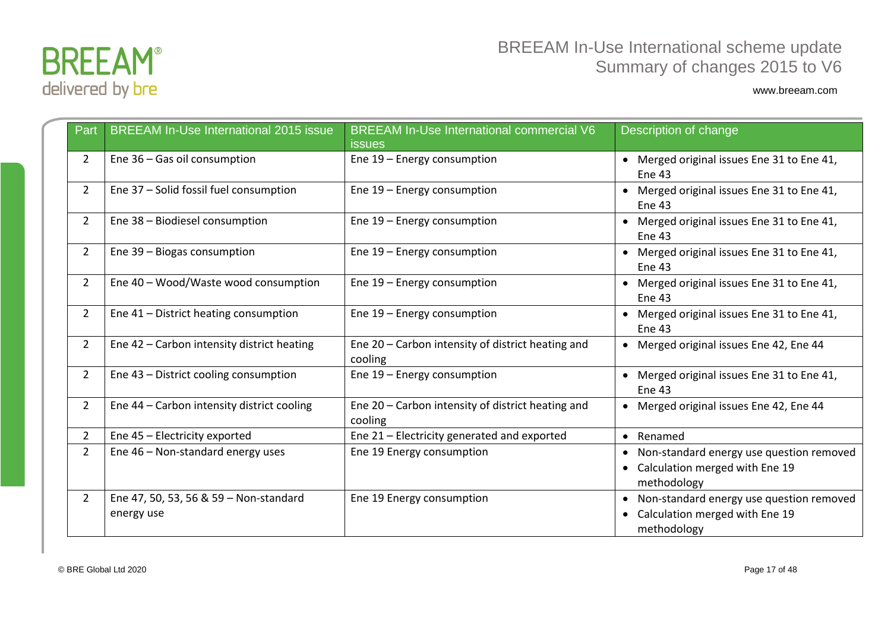| Part | BREEAM In-Use International 2015 issue | BREEAM In-Use International commercial V6 issues | Description of change |
| --- | --- | --- | --- |
| 2 | Ene 36 – Gas oil consumption | Ene 19 – Energy consumption | • Merged original issues Ene 31 to Ene 41, Ene 43 |
| 2 | Ene 37 – Solid fossil fuel consumption | Ene 19 – Energy consumption | • Merged original issues Ene 31 to Ene 41, Ene 43 |
| 2 | Ene 38 – Biodiesel consumption | Ene 19 – Energy consumption | • Merged original issues Ene 31 to Ene 41, Ene 43 |
| 2 | Ene 39 – Biogas consumption | Ene 19 – Energy consumption | • Merged original issues Ene 31 to Ene 41, Ene 43 |
| 2 | Ene 40 – Wood/Waste wood consumption | Ene 19 – Energy consumption | • Merged original issues Ene 31 to Ene 41, Ene 43 |
| 2 | Ene 41 – District heating consumption | Ene 19 – Energy consumption | • Merged original issues Ene 31 to Ene 41, Ene 43 |
| 2 | Ene 42 – Carbon intensity district heating | Ene 20 – Carbon intensity of district heating and cooling | • Merged original issues Ene 42, Ene 44 |
| 2 | Ene 43 – District cooling consumption | Ene 19 – Energy consumption | • Merged original issues Ene 31 to Ene 41, Ene 43 |
| 2 | Ene 44 – Carbon intensity district cooling | Ene 20 – Carbon intensity of district heating and cooling | • Merged original issues Ene 42, Ene 44 |
| 2 | Ene 45 – Electricity exported | Ene 21 – Electricity generated and exported | • Renamed |
| 2 | Ene 46 – Non-standard energy uses | Ene 19 Energy consumption | • Non-standard energy use question removed<br>• Calculation merged with Ene 19 methodology |
| 2 | Ene 47, 50, 53, 56 & 59 – Non-standard energy use | Ene 19 Energy consumption | • Non-standard energy use question removed<br>• Calculation merged with Ene 19 methodology |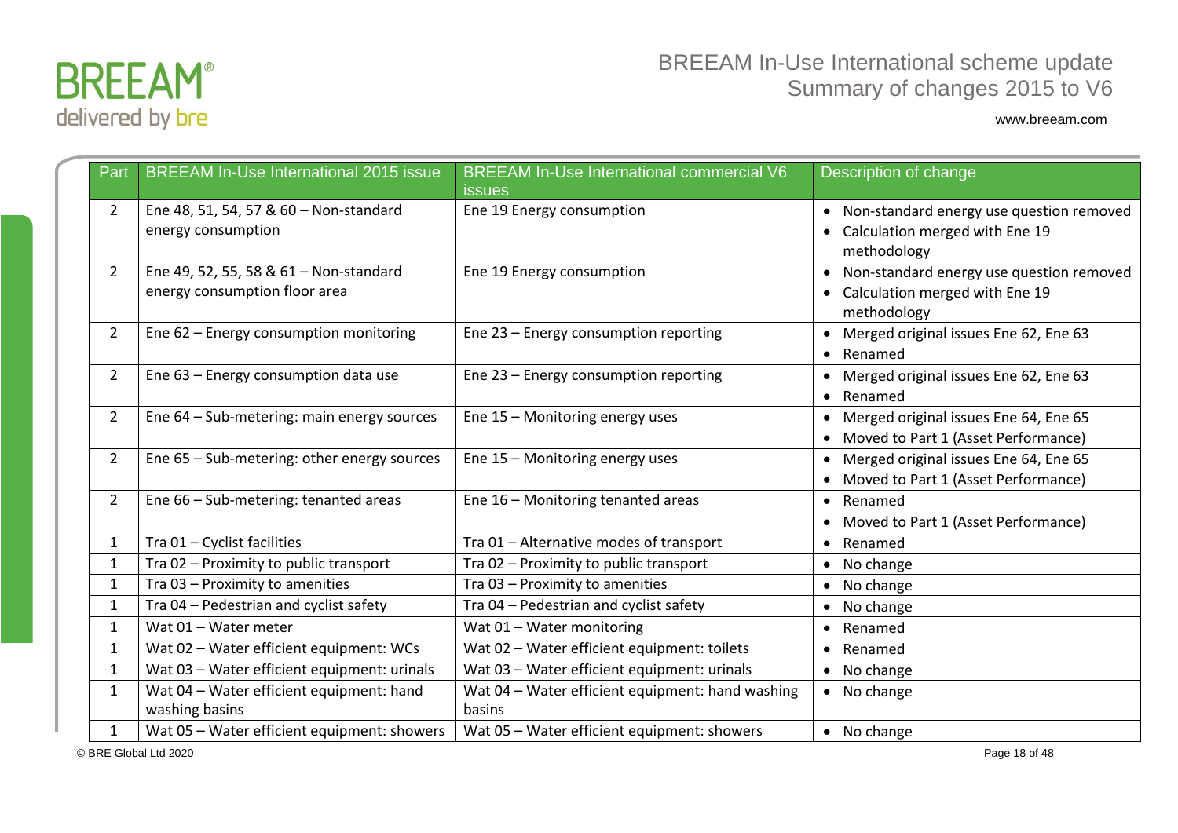| Part | BREEAM In-Use International 2015 issue | BREEAM In-Use International commercial V6 issues | Description of change |
|---|---|---|---|
| 2 | Ene 48, 51, 54, 57 & 60 – Non-standard energy consumption | Ene 19 Energy consumption | • Non-standard energy use question removed<br>• Calculation merged with Ene 19 methodology |
| 2 | Ene 49, 52, 55, 58 & 61 – Non-standard energy consumption floor area | Ene 19 Energy consumption | • Non-standard energy use question removed<br>• Calculation merged with Ene 19 methodology |
| 2 | Ene 62 – Energy consumption monitoring | Ene 23 – Energy consumption reporting | • Merged original issues Ene 62, Ene 63<br>• Renamed |
| 2 | Ene 63 – Energy consumption data use | Ene 23 – Energy consumption reporting | • Merged original issues Ene 62, Ene 63<br>• Renamed |
| 2 | Ene 64 – Sub-metering: main energy sources | Ene 15 – Monitoring energy uses | • Merged original issues Ene 64, Ene 65<br>• Moved to Part 1 (Asset Performance) |
| 2 | Ene 65 – Sub-metering: other energy sources | Ene 15 – Monitoring energy uses | • Merged original issues Ene 64, Ene 65<br>• Moved to Part 1 (Asset Performance) |
| 2 | Ene 66 – Sub-metering: tenanted areas | Ene 16 – Monitoring tenanted areas | • Renamed<br>• Moved to Part 1 (Asset Performance) |
| 1 | Tra 01 – Cyclist facilities | Tra 01 – Alternative modes of transport | • Renamed |
| 1 | Tra 02 – Proximity to public transport | Tra 02 – Proximity to public transport | • No change |
| 1 | Tra 03 – Proximity to amenities | Tra 03 – Proximity to amenities | • No change |
| 1 | Tra 04 – Pedestrian and cyclist safety | Tra 04 – Pedestrian and cyclist safety | • No change |
| 1 | Wat 01 – Water meter | Wat 01 – Water monitoring | • Renamed |
| 1 | Wat 02 – Water efficient equipment: WCs | Wat 02 – Water efficient equipment: toilets | • Renamed |
| 1 | Wat 03 – Water efficient equipment: urinals | Wat 03 – Water efficient equipment: urinals | • No change |
| 1 | Wat 04 – Water efficient equipment: hand washing basins | Wat 04 – Water efficient equipment: hand washing basins | • No change |
| 1 | Wat 05 – Water efficient equipment: showers | Wat 05 – Water efficient equipment: showers | • No change |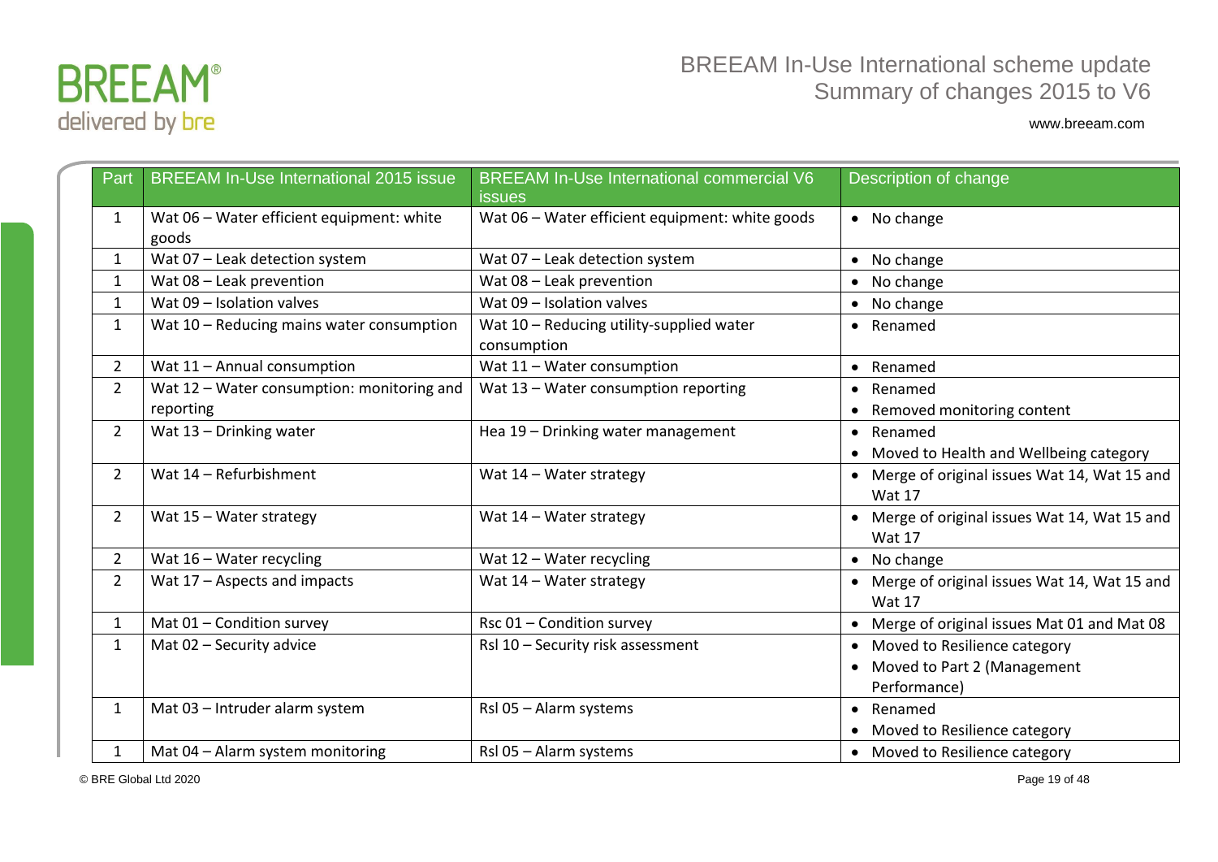| Part | BREEAM In-Use International 2015 issue | BREEAM In-Use International commercial V6 issues | Description of change |
|---|---|---|---|
| 1 | Wat 06 – Water efficient equipment: white goods | Wat 06 – Water efficient equipment: white goods | • No change |
| 1 | Wat 07 – Leak detection system | Wat 07 – Leak detection system | • No change |
| 1 | Wat 08 – Leak prevention | Wat 08 – Leak prevention | • No change |
| 1 | Wat 09 – Isolation valves | Wat 09 – Isolation valves | • No change |
| 1 | Wat 10 – Reducing mains water consumption | Wat 10 – Reducing utility-supplied water consumption | • Renamed |
| 2 | Wat 11 – Annual consumption | Wat 11 – Water consumption | • Renamed |
| 2 | Wat 12 – Water consumption: monitoring and reporting | Wat 13 – Water consumption reporting | • Renamed<br>• Removed monitoring content |
| 2 | Wat 13 – Drinking water | Hea 19 – Drinking water management | • Renamed<br>• Moved to Health and Wellbeing category |
| 2 | Wat 14 – Refurbishment | Wat 14 – Water strategy | • Merge of original issues Wat 14, Wat 15 and Wat 17 |
| 2 | Wat 15 – Water strategy | Wat 14 – Water strategy | • Merge of original issues Wat 14, Wat 15 and Wat 17 |
| 2 | Wat 16 – Water recycling | Wat 12 – Water recycling | • No change |
| 2 | Wat 17 – Aspects and impacts | Wat 14 – Water strategy | • Merge of original issues Wat 14, Wat 15 and Wat 17 |
| 1 | Mat 01 – Condition survey | Rsc 01 – Condition survey | • Merge of original issues Mat 01 and Mat 08 |
| 1 | Mat 02 – Security advice | Rsl 10 – Security risk assessment | • Moved to Resilience category<br>• Moved to Part 2 (Management Performance) |
| 1 | Mat 03 – Intruder alarm system | Rsl 05 – Alarm systems | • Renamed<br>• Moved to Resilience category |
| 1 | Mat 04 – Alarm system monitoring | Rsl 05 – Alarm systems | • Moved to Resilience category |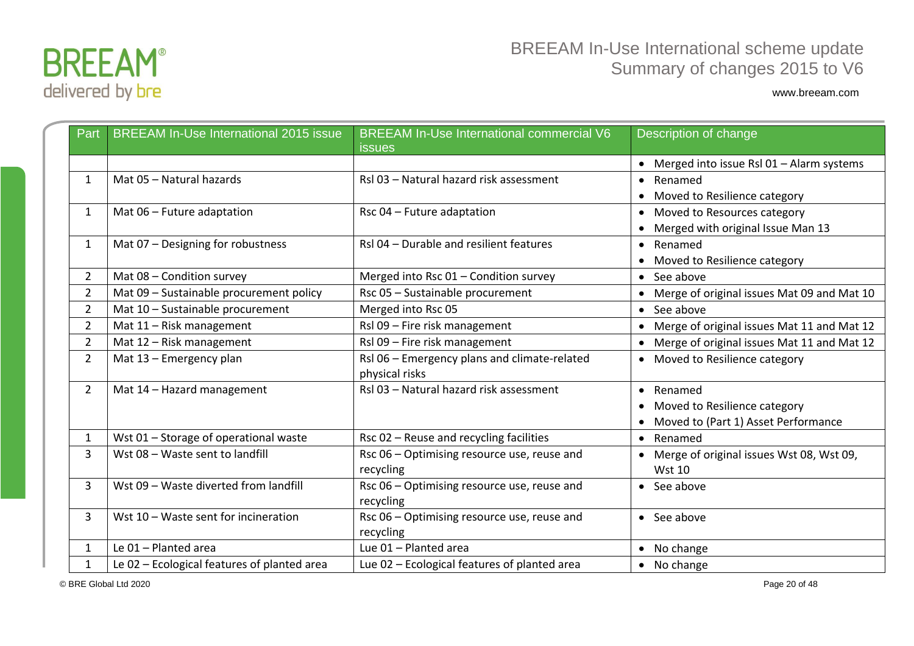| Part | BREEAM In-Use International 2015 issue | BREEAM In-Use International commercial V6 issues | Description of change |
|---|---|---|---|
| | | | • Merged into issue Rsl 01 – Alarm systems |
| 1 | Mat 05 – Natural hazards | Rsl 03 – Natural hazard risk assessment | • Renamed<br>• Moved to Resilience category |
| 1 | Mat 06 – Future adaptation | Rsc 04 – Future adaptation | • Moved to Resources category<br>• Merged with original Issue Man 13 |
| 1 | Mat 07 – Designing for robustness | Rsl 04 – Durable and resilient features | • Renamed<br>• Moved to Resilience category |
| 2 | Mat 08 – Condition survey | Merged into Rsc 01 – Condition survey | • See above |
| 2 | Mat 09 – Sustainable procurement policy | Rsc 05 – Sustainable procurement | • Merge of original issues Mat 09 and Mat 10 |
| 2 | Mat 10 – Sustainable procurement | Merged into Rsc 05 | • See above |
| 2 | Mat 11 – Risk management | Rsl 09 – Fire risk management | • Merge of original issues Mat 11 and Mat 12 |
| 2 | Mat 12 – Risk management | Rsl 09 – Fire risk management | • Merge of original issues Mat 11 and Mat 12 |
| 2 | Mat 13 – Emergency plan | Rsl 06 – Emergency plans and climate-related physical risks | • Moved to Resilience category |
| 2 | Mat 14 – Hazard management | Rsl 03 – Natural hazard risk assessment | • Renamed<br>• Moved to Resilience category<br>• Moved to (Part 1) Asset Performance |
| 1 | Wst 01 – Storage of operational waste | Rsc 02 – Reuse and recycling facilities | • Renamed |
| 3 | Wst 08 – Waste sent to landfill | Rsc 06 – Optimising resource use, reuse and recycling | • Merge of original issues Wst 08, Wst 09, Wst 10 |
| 3 | Wst 09 – Waste diverted from landfill | Rsc 06 – Optimising resource use, reuse and recycling | • See above |
| 3 | Wst 10 – Waste sent for incineration | Rsc 06 – Optimising resource use, reuse and recycling | • See above |
| 1 | Le 01 – Planted area | Lue 01 – Planted area | • No change |
| 1 | Le 02 – Ecological features of planted area | Lue 02 – Ecological features of planted area | • No change |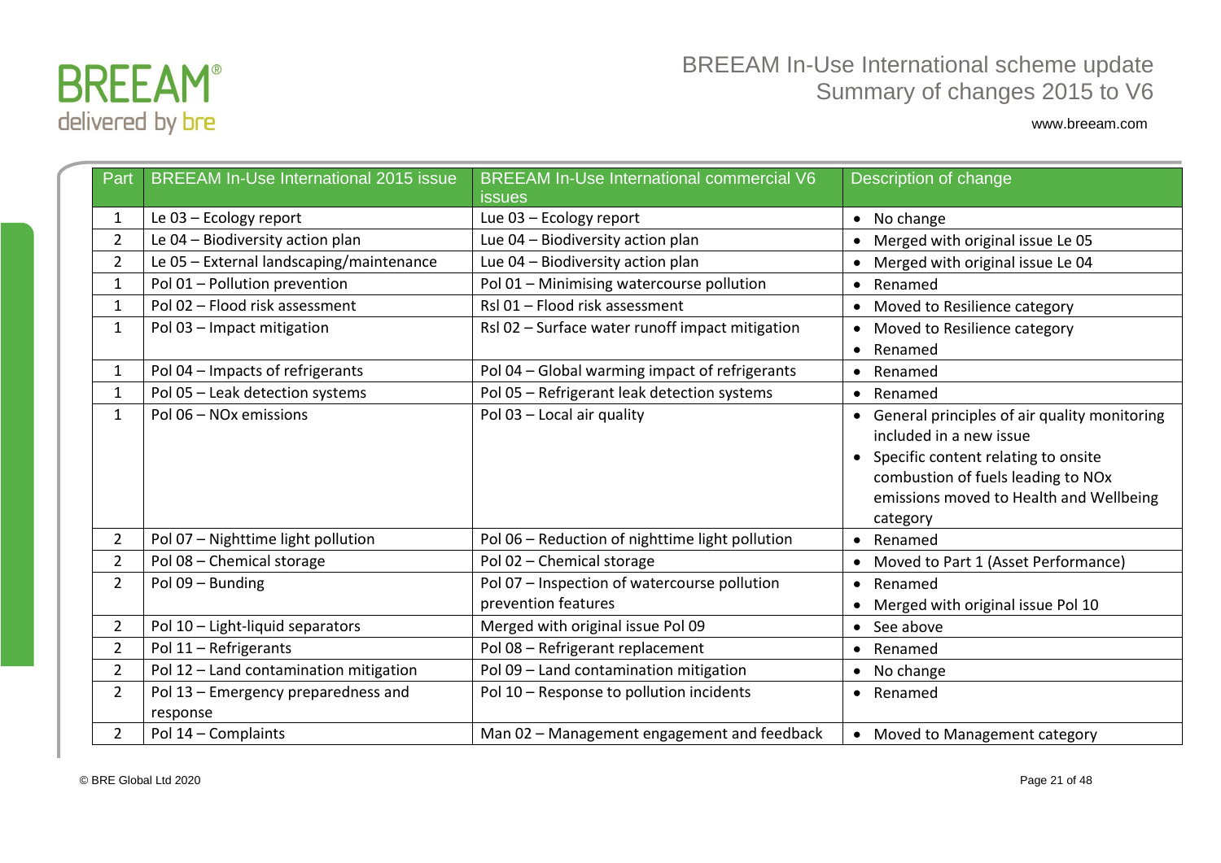| Part | BREEAM In-Use International 2015 issue | BREEAM In-Use International commercial V6 issues | Description of change |
|---|---|---|---|
| 1 | Le 03 – Ecology report | Lue 03 – Ecology report | • No change |
| 2 | Le 04 – Biodiversity action plan | Lue 04 – Biodiversity action plan | • Merged with original issue Le 05 |
| 2 | Le 05 – External landscaping/maintenance | Lue 04 – Biodiversity action plan | • Merged with original issue Le 04 |
| 1 | Pol 01 – Pollution prevention | Pol 01 – Minimising watercourse pollution | • Renamed |
| 1 | Pol 02 – Flood risk assessment | Rsl 01 – Flood risk assessment | • Moved to Resilience category |
| 1 | Pol 03 – Impact mitigation | Rsl 02 – Surface water runoff impact mitigation | • Moved to Resilience category<br>• Renamed |
| 1 | Pol 04 – Impacts of refrigerants | Pol 04 – Global warming impact of refrigerants | • Renamed |
| 1 | Pol 05 – Leak detection systems | Pol 05 – Refrigerant leak detection systems | • Renamed |
| 1 | Pol 06 – NOx emissions | Pol 03 – Local air quality | • General principles of air quality monitoring included in a new issue<br>• Specific content relating to onsite combustion of fuels leading to NOx emissions moved to Health and Wellbeing category |
| 2 | Pol 07 – Nighttime light pollution | Pol 06 – Reduction of nighttime light pollution | • Renamed |
| 2 | Pol 08 – Chemical storage | Pol 02 – Chemical storage | • Moved to Part 1 (Asset Performance) |
| 2 | Pol 09 – Bunding | Pol 07 – Inspection of watercourse pollution prevention features | • Renamed<br>• Merged with original issue Pol 10 |
| 2 | Pol 10 – Light-liquid separators | Merged with original issue Pol 09 | • See above |
| 2 | Pol 11 – Refrigerants | Pol 08 – Refrigerant replacement | • Renamed |
| 2 | Pol 12 – Land contamination mitigation | Pol 09 – Land contamination mitigation | • No change |
| 2 | Pol 13 – Emergency preparedness and response | Pol 10 – Response to pollution incidents | • Renamed |
| 2 | Pol 14 – Complaints | Man 02 – Management engagement and feedback | • Moved to Management category |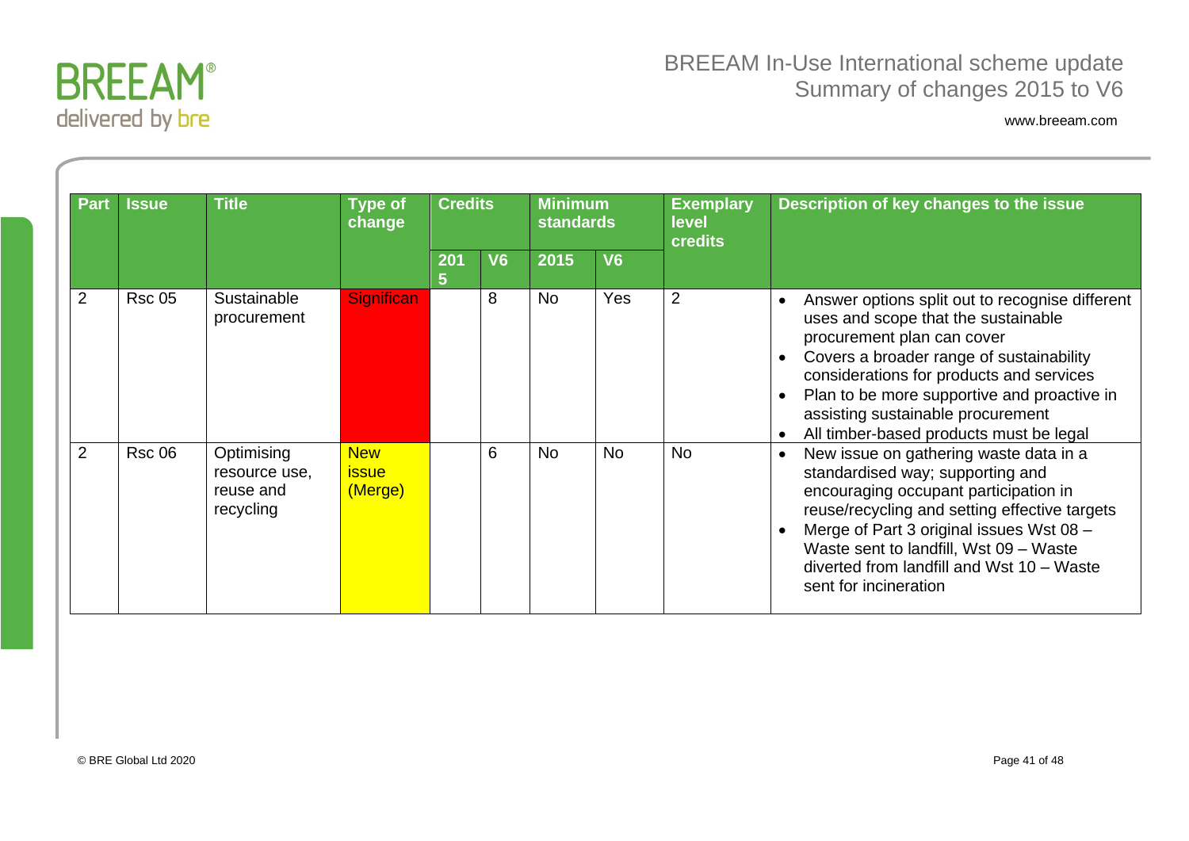| Part | Issue | Title | Type of change | Credits | | Minimum standards | | Exemplary level credits | Description of key changes to the issue |
|---|---|---|---|---|---|---|---|---|---|
| | | | | 2015 | V6 | 2015 | V6 | | |
| 2 | Rsc 05 | Sustainable procurement | Significan | | 8 | No | Yes | 2 | • Answer options split out to recognise different uses and scope that the sustainable procurement plan can cover<br>• Covers a broader range of sustainability considerations for products and services<br>• Plan to be more supportive and proactive in assisting sustainable procurement<br>• All timber-based products must be legal |
| 2 | Rsc 06 | Optimising resource use, reuse and recycling | New issue (Merge) | | 6 | No | No | No | • New issue on gathering waste data in a standardised way; supporting and encouraging occupant participation in reuse/recycling and setting effective targets<br>• Merge of Part 3 original issues Wst 08 – Waste sent to landfill, Wst 09 – Waste diverted from landfill and Wst 10 – Waste sent for incineration |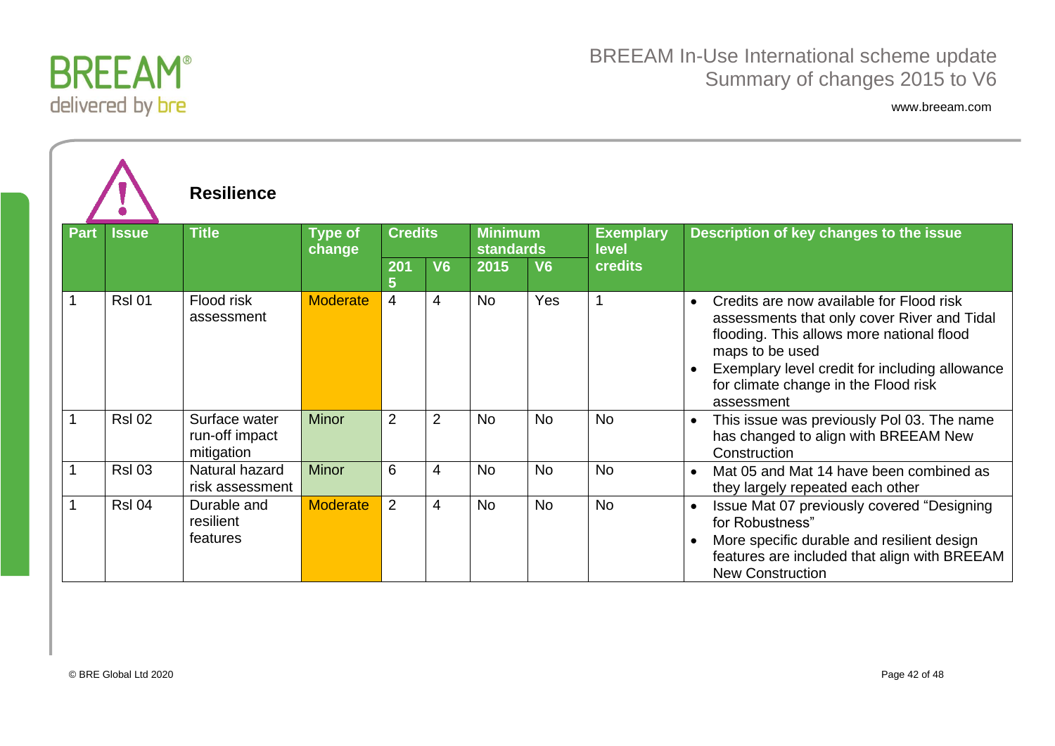## Resilience

| Part | Issue | Title | Type of change | Credits | | Minimum standards | | Exemplary level credits | Description of key changes to the issue |
|---|---|---|---|---|---|---|---|---|---|
| | | | | 2015 | V6 | 2015 | V6 | | |
| 1 | Rsl 01 | Flood risk assessment | Moderate | 4 | 4 | No | Yes | 1 | • Credits are now available for Flood risk assessments that only cover River and Tidal flooding. This allows more national flood maps to be used<br>• Exemplary level credit for including allowance for climate change in the Flood risk assessment |
| 1 | Rsl 02 | Surface water run-off impact mitigation | Minor | 2 | 2 | No | No | No | • This issue was previously Pol 03. The name has changed to align with BREEAM New Construction |
| 1 | Rsl 03 | Natural hazard risk assessment | Minor | 6 | 4 | No | No | No | • Mat 05 and Mat 14 have been combined as they largely repeated each other |
| 1 | Rsl 04 | Durable and resilient features | Moderate | 2 | 4 | No | No | No | • Issue Mat 07 previously covered “Designing for Robustness”<br>• More specific durable and resilient design features are included that align with BREEAM New Construction |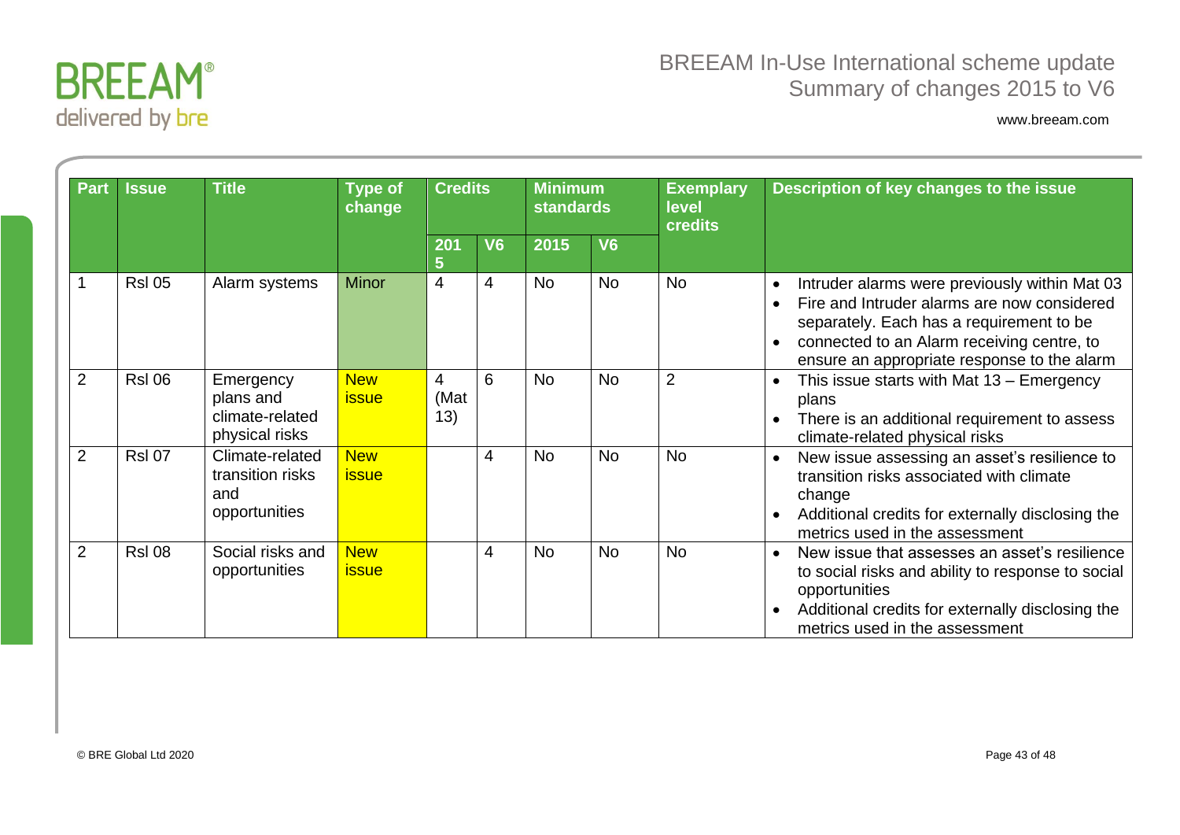| Part | Issue | Title | Type of change | Credits | | Minimum standards | | Exemplary level credits | Description of key changes to the issue |
|---|---|---|---|---|---|---|---|---|---|
| | | | | 2015 | V6 | 2015 | V6 | | |
| 1 | RsI 05 | Alarm systems | Minor | 4 | 4 | No | No | No | • Intruder alarms were previously within Mat 03<br>• Fire and Intruder alarms are now considered separately. Each has a requirement to be<br>• connected to an Alarm receiving centre, to ensure an appropriate response to the alarm |
| 2 | RsI 06 | Emergency plans and climate-related physical risks | New issue | 4 (Mat 13) | 6 | No | No | 2 | • This issue starts with Mat 13 – Emergency plans<br>• There is an additional requirement to assess climate-related physical risks |
| 2 | RsI 07 | Climate-related transition risks and opportunities | New issue | | 4 | No | No | No | • New issue assessing an asset's resilience to transition risks associated with climate change<br>• Additional credits for externally disclosing the metrics used in the assessment |
| 2 | RsI 08 | Social risks and opportunities | New issue | | 4 | No | No | No | • New issue that assesses an asset's resilience to social risks and ability to response to social opportunities<br>• Additional credits for externally disclosing the metrics used in the assessment |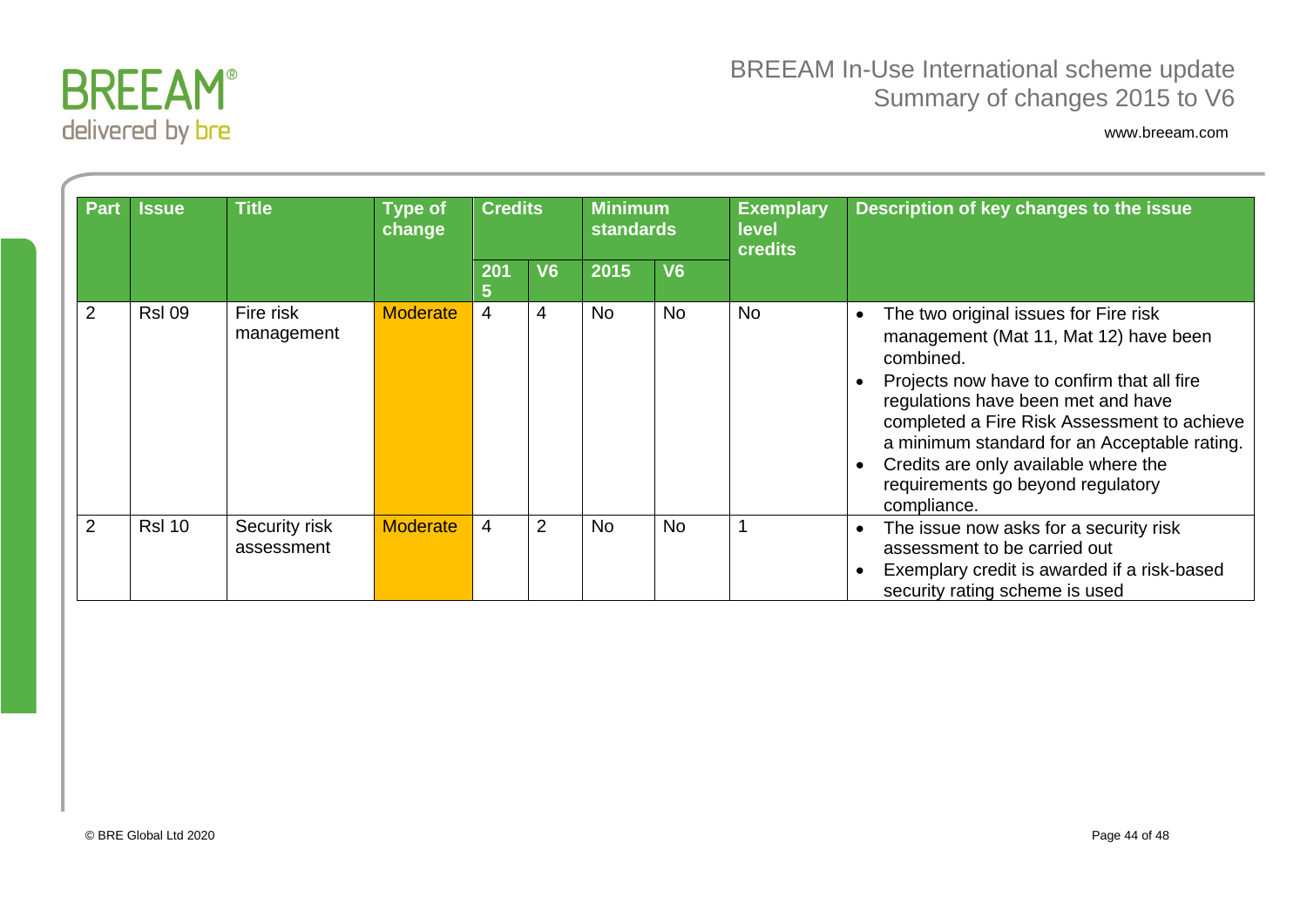| Part | Issue | Title | Type of change | Credits | | Minimum standards | | Exemplary level credits | Description of key changes to the issue |
|---|---|---|---|---|---|---|---|---|---|
| | | | | 2015 | V6 | 2015 | V6 | | |
| 2 | RsI 09 | Fire risk management | Moderate | 4 | 4 | No | No | No | <ul><li>The two original issues for Fire risk management (Mat 11, Mat 12) have been combined.</li><li>Projects now have to confirm that all fire regulations have been met and have completed a Fire Risk Assessment to achieve a minimum standard for an Acceptable rating.</li><li>Credits are only available where the requirements go beyond regulatory compliance.</li></ul> |
| 2 | RsI 10 | Security risk assessment | Moderate | 4 | 2 | No | No | 1 | <ul><li>The issue now asks for a security risk assessment to be carried out</li><li>Exemplary credit is awarded if a risk-based security rating scheme is used</li></ul> |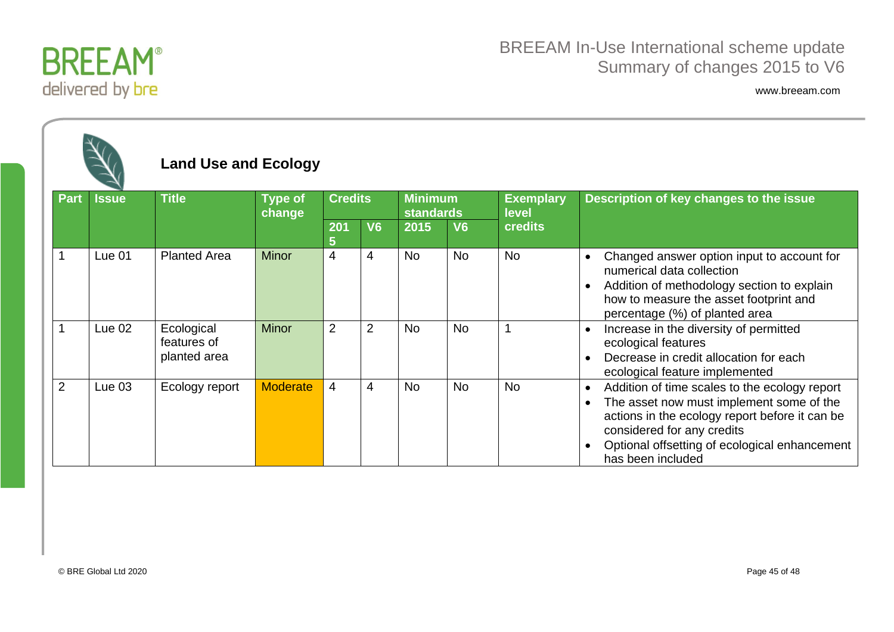## Land Use and Ecology

| Part | Issue | Title | Type of change | Credits | | Minimum standards | | Exemplary level credits | Description of key changes to the issue |
|---|---|---|---|---|---|---|---|---|---|
| | | | | 2015 | V6 | 2015 | V6 | | |
| 1 | Lue 01 | Planted Area | Minor | 4 | 4 | No | No | No | • Changed answer option input to account for numerical data collection<br>• Addition of methodology section to explain how to measure the asset footprint and percentage (%) of planted area |
| 1 | Lue 02 | Ecological features of planted area | Minor | 2 | 2 | No | No | 1 | • Increase in the diversity of permitted ecological features<br>• Decrease in credit allocation for each ecological feature implemented |
| 2 | Lue 03 | Ecology report | Moderate | 4 | 4 | No | No | No | • Addition of time scales to the ecology report<br>• The asset now must implement some of the actions in the ecology report before it can be considered for any credits<br>• Optional offsetting of ecological enhancement has been included |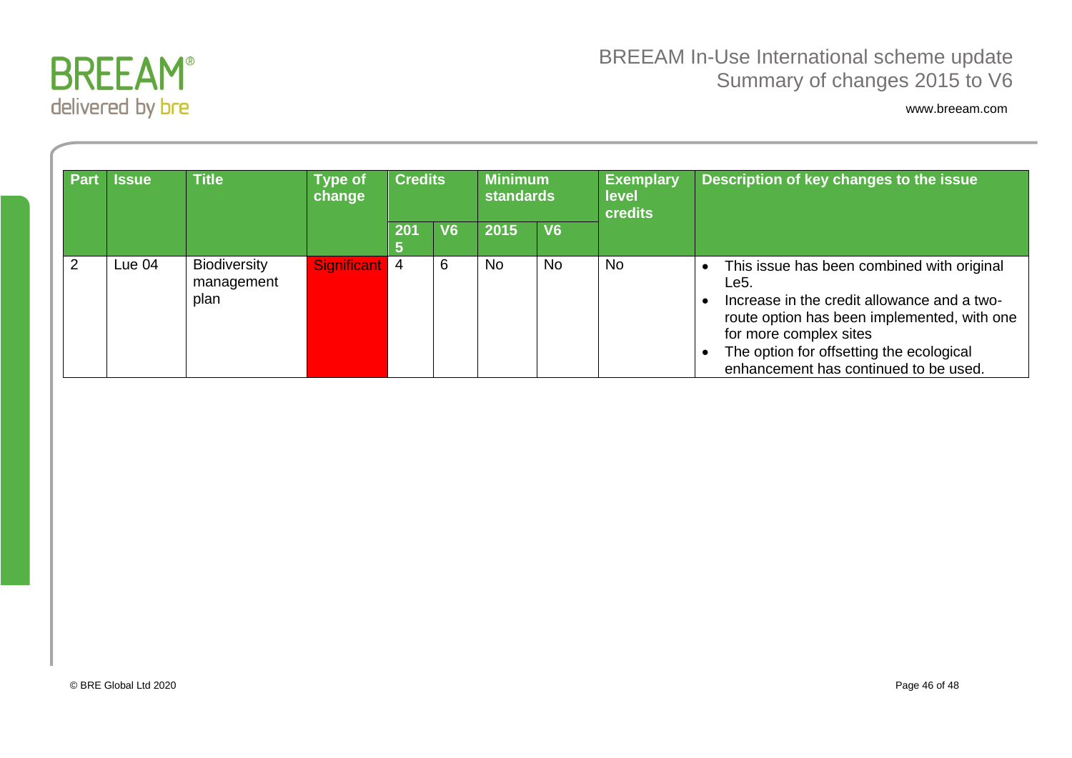| Part | Issue | Title | Type of change | Credits | | Minimum standards | | Exemplary level credits | Description of key changes to the issue |
|---|---|---|---|---|---|---|---|---|---|
| | | | | 2015 | V6 | 2015 | V6 | | |
| 2 | Lue 04 | Biodiversity management plan | Significant | 4 | 6 | No | No | No | • This issue has been combined with original Le5.<br>• Increase in the credit allowance and a two-route option has been implemented, with one for more complex sites<br>• The option for offsetting the ecological enhancement has continued to be used. |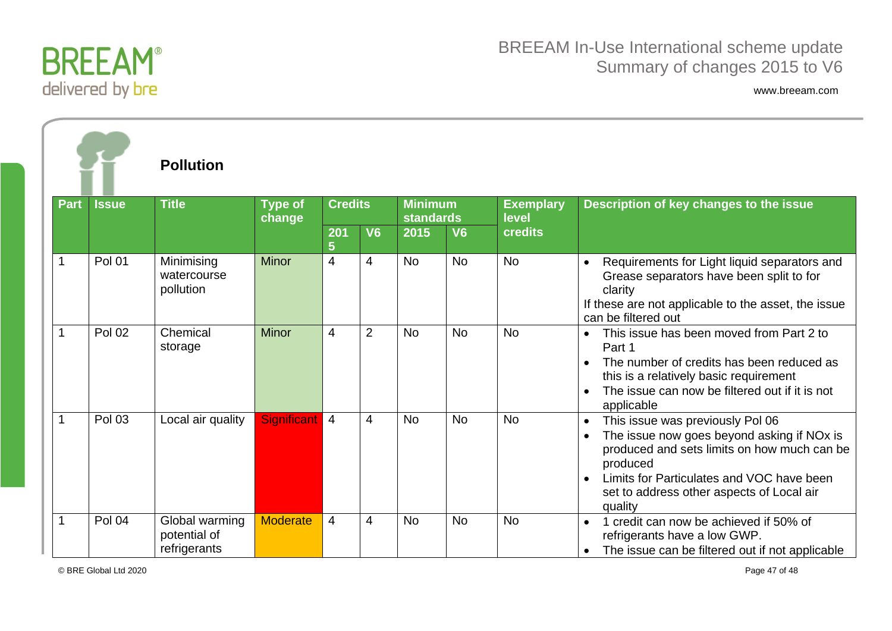## Pollution

| Part | Issue | Title | Type of change | Credits | | Minimum standards | | Exemplary level credits | Description of key changes to the issue |
|---|---|---|---|---|---|---|---|---|---|
| | | | | 2015 | V6 | 2015 | V6 | | |
| 1 | Pol 01 | Minimising watercourse pollution | Minor | 4 | 4 | No | No | No | • Requirements for Light liquid separators and Grease separators have been split to for clarity<br>If these are not applicable to the asset, the issue can be filtered out |
| 1 | Pol 02 | Chemical storage | Minor | 4 | 2 | No | No | No | • This issue has been moved from Part 2 to Part 1<br>• The number of credits has been reduced as this is a relatively basic requirement<br>• The issue can now be filtered out if it is not applicable |
| 1 | Pol 03 | Local air quality | Significant | 4 | 4 | No | No | No | • This issue was previously Pol 06<br>• The issue now goes beyond asking if NOx is produced and sets limits on how much can be produced<br>• Limits for Particulates and VOC have been set to address other aspects of Local air quality |
| 1 | Pol 04 | Global warming potential of refrigerants | Moderate | 4 | 4 | No | No | No | • 1 credit can now be achieved if 50% of refrigerants have a low GWP.<br>• The issue can be filtered out if not applicable |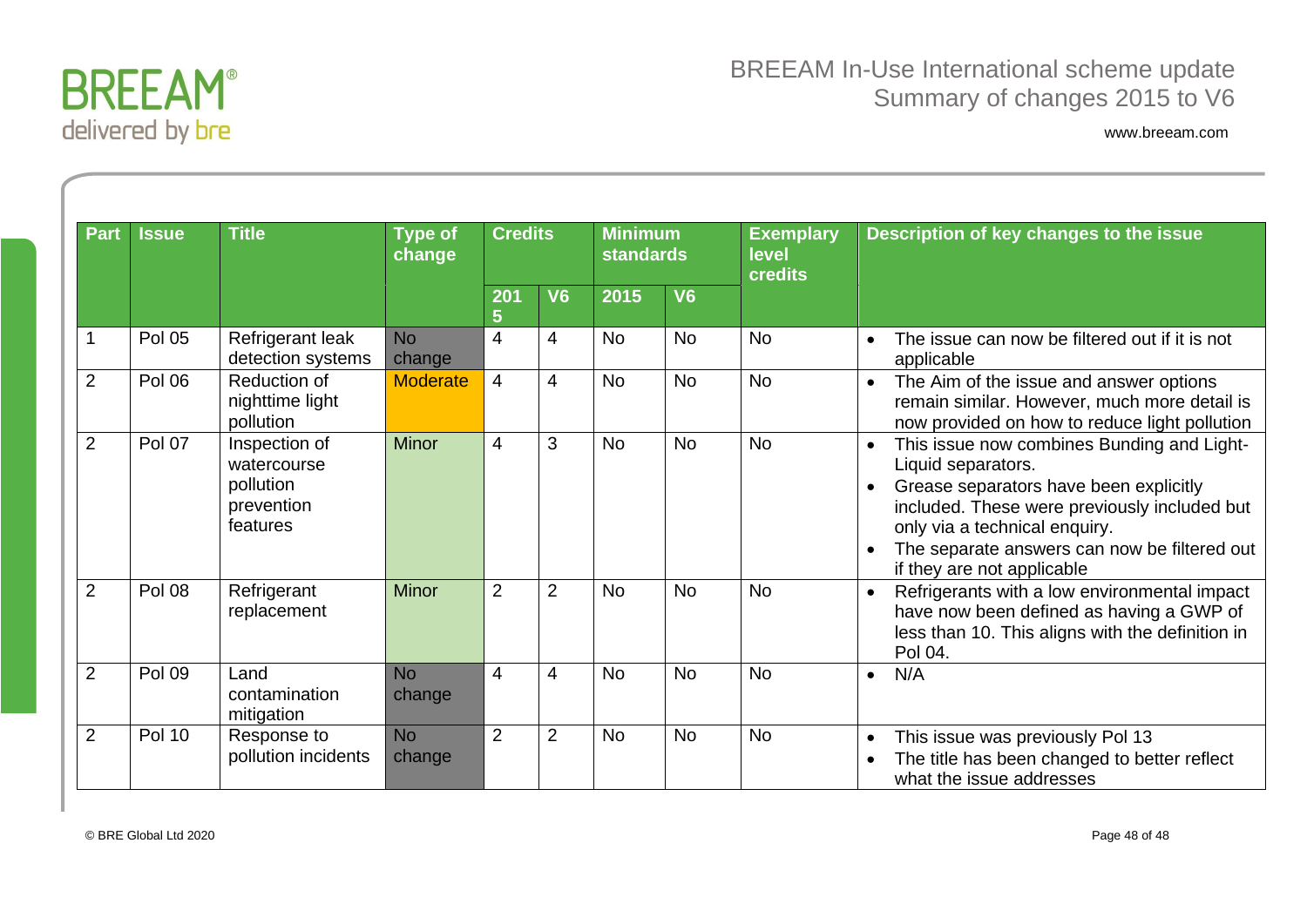| Part | Issue | Title | Type of change | Credits | | Minimum standards | | Exemplary level credits | Description of key changes to the issue |
|---|---|---|---|---|---|---|---|---|---|
| | | | | 2015 | V6 | 2015 | V6 | | |
| 1 | Pol 05 | Refrigerant leak detection systems | No change | 4 | 4 | No | No | No | • The issue can now be filtered out if it is not applicable |
| 2 | Pol 06 | Reduction of nighttime light pollution | Moderate | 4 | 4 | No | No | No | • The Aim of the issue and answer options remain similar. However, much more detail is now provided on how to reduce light pollution |
| 2 | Pol 07 | Inspection of watercourse pollution prevention features | Minor | 4 | 3 | No | No | No | • This issue now combines Bunding and Light-Liquid separators.<br>• Grease separators have been explicitly included. These were previously included but only via a technical enquiry.<br>• The separate answers can now be filtered out if they are not applicable |
| 2 | Pol 08 | Refrigerant replacement | Minor | 2 | 2 | No | No | No | • Refrigerants with a low environmental impact have now been defined as having a GWP of less than 10. This aligns with the definition in Pol 04. |
| 2 | Pol 09 | Land contamination mitigation | No change | 4 | 4 | No | No | No | • N/A |
| 2 | Pol 10 | Response to pollution incidents | No change | 2 | 2 | No | No | No | • This issue was previously Pol 13<br>• The title has been changed to better reflect what the issue addresses |